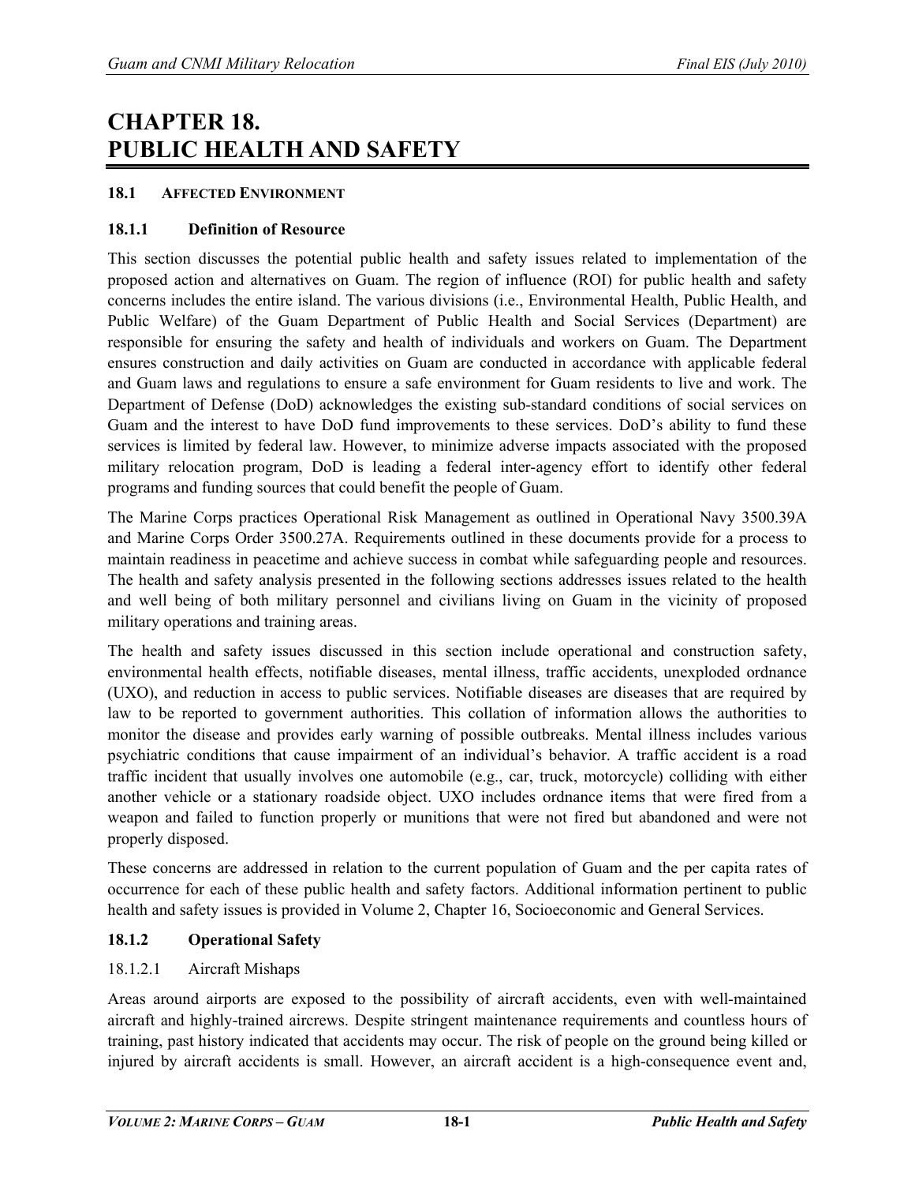# CHAPTER 18. PUBLIC HEALTH AND SAFETY

## 18.1 AFFECTED ENVIRONMENT

### 18.1.1 Definition of Resource

This section discusses the potential public health and safety issues related to implementation of the proposed action and alternatives on Guam. The region of influence (ROI) for public health and safety concerns includes the entire island. The various divisions (i.e., Environmental Health, Public Health, and Public Welfare) of the Guam Department of Public Health and Social Services (Department) are responsible for ensuring the safety and health of individuals and workers on Guam. The Department ensures construction and daily activities on Guam are conducted in accordance with applicable federal and Guam laws and regulations to ensure a safe environment for Guam residents to live and work. The Department of Defense (DoD) acknowledges the existing sub-standard conditions of social services on Guam and the interest to have DoD fund improvements to these services. DoD's ability to fund these services is limited by federal law. However, to minimize adverse impacts associated with the proposed military relocation program, DoD is leading a federal inter-agency effort to identify other federal programs and funding sources that could benefit the people of Guam.

The Marine Corps practices Operational Risk Management as outlined in Operational Navy 3500.39A and Marine Corps Order 3500.27A. Requirements outlined in these documents provide for a process to maintain readiness in peacetime and achieve success in combat while safeguarding people and resources. The health and safety analysis presented in the following sections addresses issues related to the health and well being of both military personnel and civilians living on Guam in the vicinity of proposed military operations and training areas.

The health and safety issues discussed in this section include operational and construction safety, environmental health effects, notifiable diseases, mental illness, traffic accidents, unexploded ordnance (UXO), and reduction in access to public services. Notifiable diseases are diseases that are required by law to be reported to government authorities. This collation of information allows the authorities to monitor the disease and provides early warning of possible outbreaks. Mental illness includes various psychiatric conditions that cause impairment of an individual's behavior. A traffic accident is a road traffic incident that usually involves one automobile (e.g., car, truck, motorcycle) colliding with either another vehicle or a stationary roadside object. UXO includes ordnance items that were fired from a weapon and failed to function properly or munitions that were not fired but abandoned and were not properly disposed.

These concerns are addressed in relation to the current population of Guam and the per capita rates of occurrence for each of these public health and safety factors. Additional information pertinent to public health and safety issues is provided in Volume 2, Chapter 16, Socioeconomic and General Services.

### 18.1.2 Operational Safety

#### 18.1.2.1 Aircraft Mishaps

Areas around airports are exposed to the possibility of aircraft accidents, even with well-maintained aircraft and highly-trained aircrews. Despite stringent maintenance requirements and countless hours of training, past history indicated that accidents may occur. The risk of people on the ground being killed or injured by aircraft accidents is small. However, an aircraft accident is a high-consequence event and,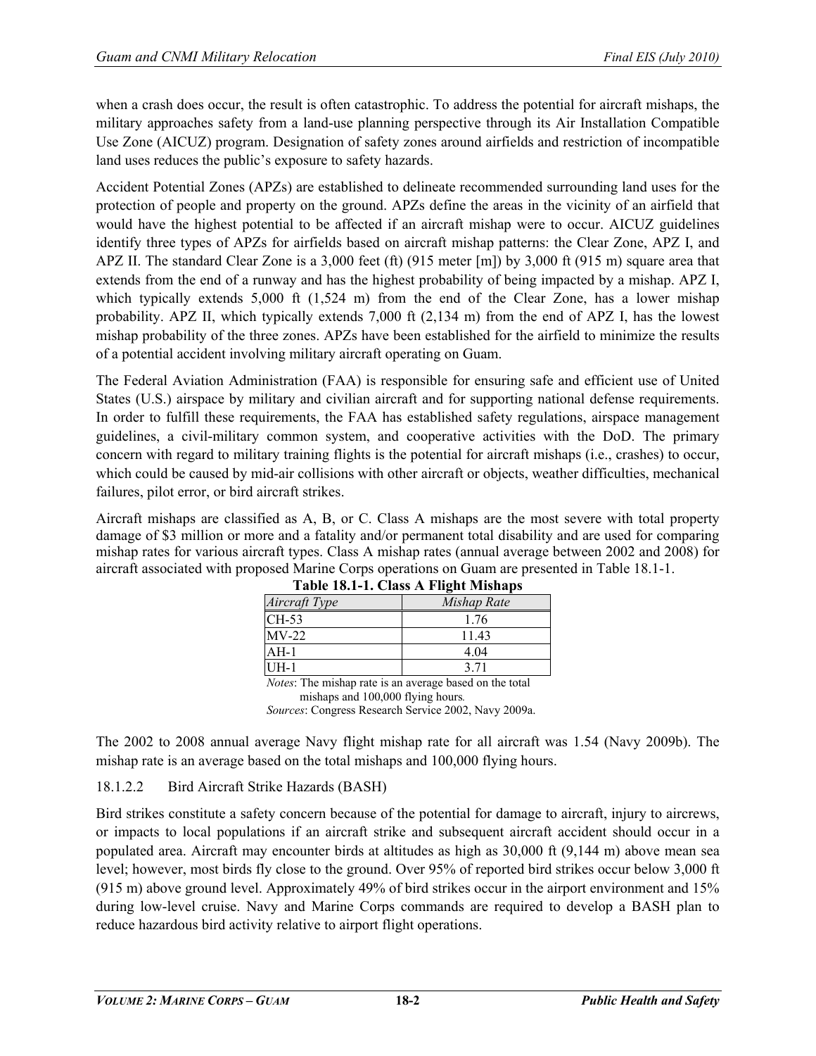when a crash does occur, the result is often catastrophic. To address the potential for aircraft mishaps, the military approaches safety from a land-use planning perspective through its Air Installation Compatible Use Zone (AICUZ) program. Designation of safety zones around airfields and restriction of incompatible land uses reduces the public's exposure to safety hazards.

Accident Potential Zones (APZs) are established to delineate recommended surrounding land uses for the protection of people and property on the ground. APZs define the areas in the vicinity of an airfield that would have the highest potential to be affected if an aircraft mishap were to occur. AICUZ guidelines identify three types of APZs for airfields based on aircraft mishap patterns: the Clear Zone, APZ I, and APZ II. The standard Clear Zone is a 3,000 feet (ft) (915 meter [m]) by 3,000 ft (915 m) square area that extends from the end of a runway and has the highest probability of being impacted by a mishap. APZ I, which typically extends 5,000 ft (1,524 m) from the end of the Clear Zone, has a lower mishap probability. APZ II, which typically extends 7,000 ft (2,134 m) from the end of APZ I, has the lowest mishap probability of the three zones. APZs have been established for the airfield to minimize the results of a potential accident involving military aircraft operating on Guam.

The Federal Aviation Administration (FAA) is responsible for ensuring safe and efficient use of United States (U.S.) airspace by military and civilian aircraft and for supporting national defense requirements. In order to fulfill these requirements, the FAA has established safety regulations, airspace management guidelines, a civil-military common system, and cooperative activities with the DoD. The primary concern with regard to military training flights is the potential for aircraft mishaps (i.e., crashes) to occur, which could be caused by mid-air collisions with other aircraft or objects, weather difficulties, mechanical failures, pilot error, or bird aircraft strikes.

Aircraft mishaps are classified as A, B, or C. Class A mishaps are the most severe with total property damage of $3 million or more and a fatality and/or permanent total disability and are used for comparing mishap rates for various aircraft types. Class A mishap rates (annual average between 2002 and 2008) for aircraft associated with proposed Marine Corps operations on Guam are presented in Table 18.1-1.

**Table 18.1-1. Class A Flight Mishaps**

| *Aircraft Type* | *Mishap Rate* |
|---|---|
| CH-53 | 1.76 |
| MV-22 | 11.43 |
| AH-1 | 4.04 |
| UH-1 | 3.71 |

*Notes*: The mishap rate is an average based on the total mishaps and 100,000 flying hours.
*Sources*: Congress Research Service 2002, Navy 2009a.

The 2002 to 2008 annual average Navy flight mishap rate for all aircraft was 1.54 (Navy 2009b). The mishap rate is an average based on the total mishaps and 100,000 flying hours.

18.1.2.2 Bird Aircraft Strike Hazards (BASH)

Bird strikes constitute a safety concern because of the potential for damage to aircraft, injury to aircrews, or impacts to local populations if an aircraft strike and subsequent aircraft accident should occur in a populated area. Aircraft may encounter birds at altitudes as high as 30,000 ft (9,144 m) above mean sea level; however, most birds fly close to the ground. Over 95% of reported bird strikes occur below 3,000 ft (915 m) above ground level. Approximately 49% of bird strikes occur in the airport environment and 15% during low-level cruise. Navy and Marine Corps commands are required to develop a BASH plan to reduce hazardous bird activity relative to airport flight operations.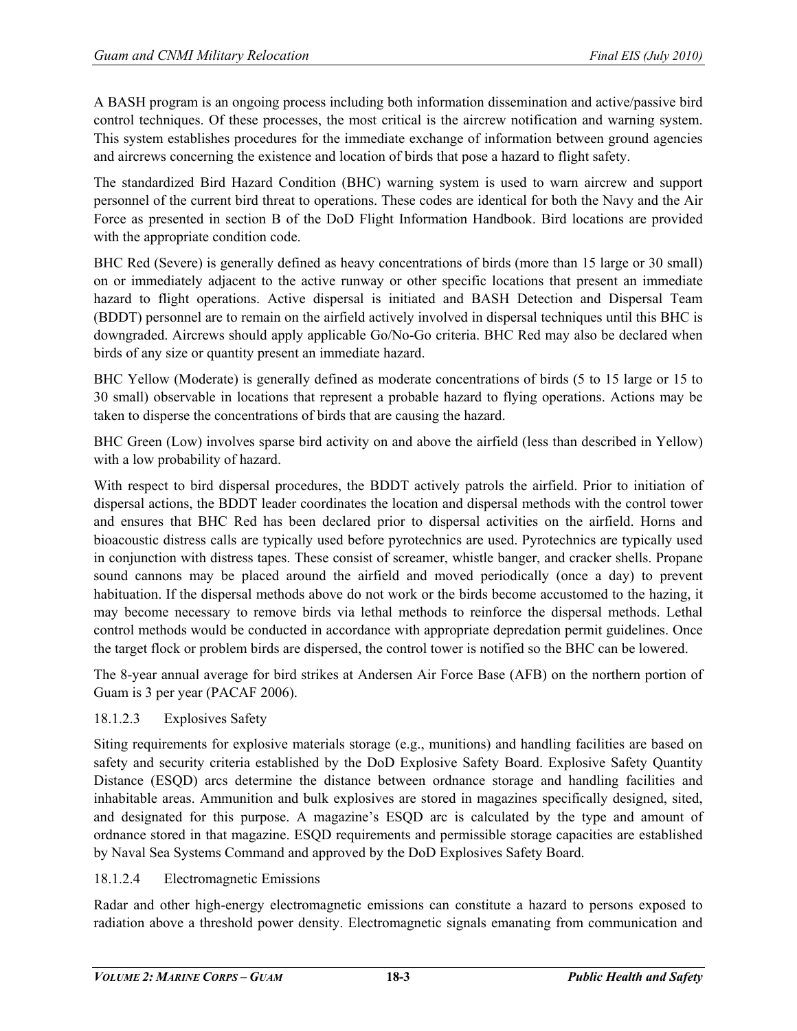A BASH program is an ongoing process including both information dissemination and active/passive bird control techniques. Of these processes, the most critical is the aircrew notification and warning system. This system establishes procedures for the immediate exchange of information between ground agencies and aircrews concerning the existence and location of birds that pose a hazard to flight safety.

The standardized Bird Hazard Condition (BHC) warning system is used to warn aircrew and support personnel of the current bird threat to operations. These codes are identical for both the Navy and the Air Force as presented in section B of the DoD Flight Information Handbook. Bird locations are provided with the appropriate condition code.

BHC Red (Severe) is generally defined as heavy concentrations of birds (more than 15 large or 30 small) on or immediately adjacent to the active runway or other specific locations that present an immediate hazard to flight operations. Active dispersal is initiated and BASH Detection and Dispersal Team (BDDT) personnel are to remain on the airfield actively involved in dispersal techniques until this BHC is downgraded. Aircrews should apply applicable Go/No-Go criteria. BHC Red may also be declared when birds of any size or quantity present an immediate hazard.

BHC Yellow (Moderate) is generally defined as moderate concentrations of birds (5 to 15 large or 15 to 30 small) observable in locations that represent a probable hazard to flying operations. Actions may be taken to disperse the concentrations of birds that are causing the hazard.

BHC Green (Low) involves sparse bird activity on and above the airfield (less than described in Yellow) with a low probability of hazard.

With respect to bird dispersal procedures, the BDDT actively patrols the airfield. Prior to initiation of dispersal actions, the BDDT leader coordinates the location and dispersal methods with the control tower and ensures that BHC Red has been declared prior to dispersal activities on the airfield. Horns and bioacoustic distress calls are typically used before pyrotechnics are used. Pyrotechnics are typically used in conjunction with distress tapes. These consist of screamer, whistle banger, and cracker shells. Propane sound cannons may be placed around the airfield and moved periodically (once a day) to prevent habituation. If the dispersal methods above do not work or the birds become accustomed to the hazing, it may become necessary to remove birds via lethal methods to reinforce the dispersal methods. Lethal control methods would be conducted in accordance with appropriate depredation permit guidelines. Once the target flock or problem birds are dispersed, the control tower is notified so the BHC can be lowered.

The 8-year annual average for bird strikes at Andersen Air Force Base (AFB) on the northern portion of Guam is 3 per year (PACAF 2006).

#### 18.1.2.3 Explosives Safety

Siting requirements for explosive materials storage (e.g., munitions) and handling facilities are based on safety and security criteria established by the DoD Explosive Safety Board. Explosive Safety Quantity Distance (ESQD) arcs determine the distance between ordnance storage and handling facilities and inhabitable areas. Ammunition and bulk explosives are stored in magazines specifically designed, sited, and designated for this purpose. A magazine's ESQD arc is calculated by the type and amount of ordnance stored in that magazine. ESQD requirements and permissible storage capacities are established by Naval Sea Systems Command and approved by the DoD Explosives Safety Board.

#### 18.1.2.4 Electromagnetic Emissions

Radar and other high-energy electromagnetic emissions can constitute a hazard to persons exposed to radiation above a threshold power density. Electromagnetic signals emanating from communication and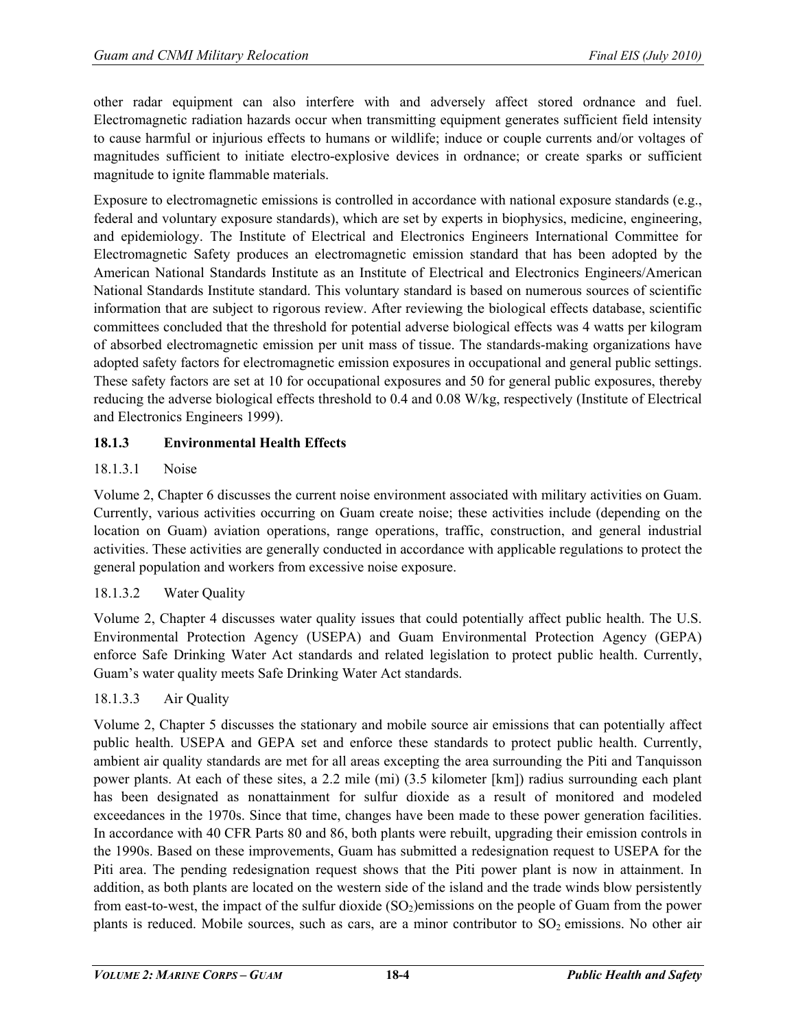other radar equipment can also interfere with and adversely affect stored ordnance and fuel. Electromagnetic radiation hazards occur when transmitting equipment generates sufficient field intensity to cause harmful or injurious effects to humans or wildlife; induce or couple currents and/or voltages of magnitudes sufficient to initiate electro-explosive devices in ordnance; or create sparks or sufficient magnitude to ignite flammable materials.

Exposure to electromagnetic emissions is controlled in accordance with national exposure standards (e.g., federal and voluntary exposure standards), which are set by experts in biophysics, medicine, engineering, and epidemiology. The Institute of Electrical and Electronics Engineers International Committee for Electromagnetic Safety produces an electromagnetic emission standard that has been adopted by the American National Standards Institute as an Institute of Electrical and Electronics Engineers/American National Standards Institute standard. This voluntary standard is based on numerous sources of scientific information that are subject to rigorous review. After reviewing the biological effects database, scientific committees concluded that the threshold for potential adverse biological effects was 4 watts per kilogram of absorbed electromagnetic emission per unit mass of tissue. The standards-making organizations have adopted safety factors for electromagnetic emission exposures in occupational and general public settings. These safety factors are set at 10 for occupational exposures and 50 for general public exposures, thereby reducing the adverse biological effects threshold to 0.4 and 0.08 W/kg, respectively (Institute of Electrical and Electronics Engineers 1999).

### 18.1.3 Environmental Health Effects

#### 18.1.3.1 Noise

Volume 2, Chapter 6 discusses the current noise environment associated with military activities on Guam. Currently, various activities occurring on Guam create noise; these activities include (depending on the location on Guam) aviation operations, range operations, traffic, construction, and general industrial activities. These activities are generally conducted in accordance with applicable regulations to protect the general population and workers from excessive noise exposure.

#### 18.1.3.2 Water Quality

Volume 2, Chapter 4 discusses water quality issues that could potentially affect public health. The U.S. Environmental Protection Agency (USEPA) and Guam Environmental Protection Agency (GEPA) enforce Safe Drinking Water Act standards and related legislation to protect public health. Currently, Guam's water quality meets Safe Drinking Water Act standards.

#### 18.1.3.3 Air Quality

Volume 2, Chapter 5 discusses the stationary and mobile source air emissions that can potentially affect public health. USEPA and GEPA set and enforce these standards to protect public health. Currently, ambient air quality standards are met for all areas excepting the area surrounding the Piti and Tanquisson power plants. At each of these sites, a 2.2 mile (mi) (3.5 kilometer [km]) radius surrounding each plant has been designated as nonattainment for sulfur dioxide as a result of monitored and modeled exceedances in the 1970s. Since that time, changes have been made to these power generation facilities. In accordance with 40 CFR Parts 80 and 86, both plants were rebuilt, upgrading their emission controls in the 1990s. Based on these improvements, Guam has submitted a redesignation request to USEPA for the Piti area. The pending redesignation request shows that the Piti power plant is now in attainment. In addition, as both plants are located on the western side of the island and the trade winds blow persistently from east-to-west, the impact of the sulfur dioxide ($SO_2$)emissions on the people of Guam from the power plants is reduced. Mobile sources, such as cars, are a minor contributor to $SO_2$ emissions. No other air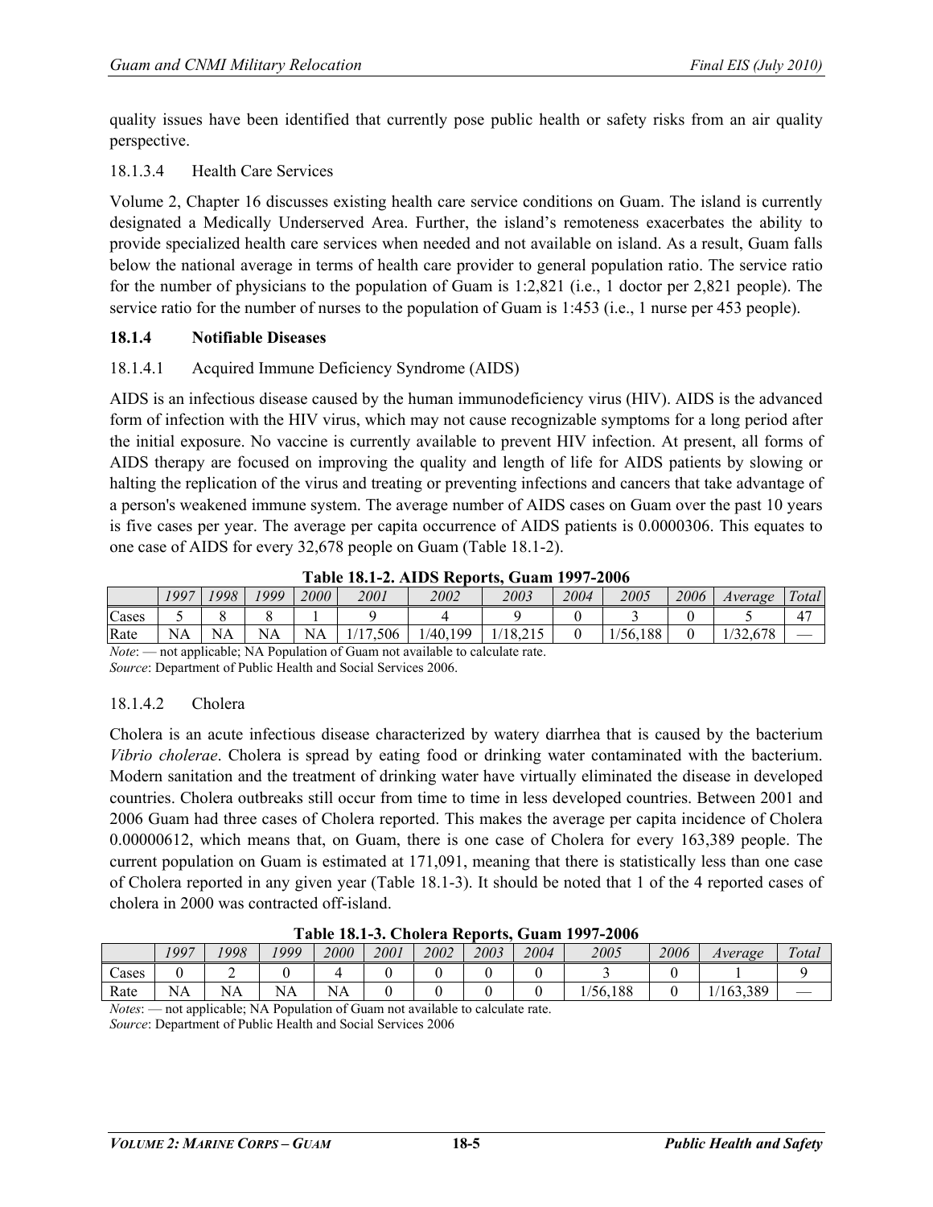quality issues have been identified that currently pose public health or safety risks from an air quality perspective.

### 18.1.3.4 Health Care Services

Volume 2, Chapter 16 discusses existing health care service conditions on Guam. The island is currently designated a Medically Underserved Area. Further, the island's remoteness exacerbates the ability to provide specialized health care services when needed and not available on island. As a result, Guam falls below the national average in terms of health care provider to general population ratio. The service ratio for the number of physicians to the population of Guam is 1:2,821 (i.e., 1 doctor per 2,821 people). The service ratio for the number of nurses to the population of Guam is 1:453 (i.e., 1 nurse per 453 people).

## 18.1.4 Notifiable Diseases

### 18.1.4.1 Acquired Immune Deficiency Syndrome (AIDS)

AIDS is an infectious disease caused by the human immunodeficiency virus (HIV). AIDS is the advanced form of infection with the HIV virus, which may not cause recognizable symptoms for a long period after the initial exposure. No vaccine is currently available to prevent HIV infection. At present, all forms of AIDS therapy are focused on improving the quality and length of life for AIDS patients by slowing or halting the replication of the virus and treating or preventing infections and cancers that take advantage of a person's weakened immune system. The average number of AIDS cases on Guam over the past 10 years is five cases per year. The average per capita occurrence of AIDS patients is 0.0000306. This equates to one case of AIDS for every 32,678 people on Guam (Table 18.1-2).

**Table 18.1-2. AIDS Reports, Guam 1997-2006**

| | *1997* | *1998* | *1999* | *2000* | *2001* | *2002* | *2003* | *2004* | *2005* | *2006* | *Average* | *Total* |
|---|---|---|---|---|---|---|---|---|---|---|---|---|
| Cases | 5 | 8 | 8 | 1 | 9 | 4 | 9 | 0 | 3 | 0 | 5 | 47 |
| Rate | NA | NA | NA | NA | 1/17,506 | 1/40,199 | 1/18,215 | 0 | 1/56,188 | 0 | 1/32,678 | — |

*Note*: — not applicable; NA Population of Guam not available to calculate rate.
*Source*: Department of Public Health and Social Services 2006.

### 18.1.4.2 Cholera

Cholera is an acute infectious disease characterized by watery diarrhea that is caused by the bacterium *Vibrio cholerae*. Cholera is spread by eating food or drinking water contaminated with the bacterium. Modern sanitation and the treatment of drinking water have virtually eliminated the disease in developed countries. Cholera outbreaks still occur from time to time in less developed countries. Between 2001 and 2006 Guam had three cases of Cholera reported. This makes the average per capita incidence of Cholera 0.00000612, which means that, on Guam, there is one case of Cholera for every 163,389 people. The current population on Guam is estimated at 171,091, meaning that there is statistically less than one case of Cholera reported in any given year (Table 18.1-3). It should be noted that 1 of the 4 reported cases of cholera in 2000 was contracted off-island.

**Table 18.1-3. Cholera Reports, Guam 1997-2006**

| | *1997* | *1998* | *1999* | *2000* | *2001* | *2002* | *2003* | *2004* | *2005* | *2006* | *Average* | *Total* |
|---|---|---|---|---|---|---|---|---|---|---|---|---|
| Cases | 0 | 2 | 0 | 4 | 0 | 0 | 0 | 0 | 3 | 0 | 1 | 9 |
| Rate | NA | NA | NA | NA | 0 | 0 | 0 | 0 | 1/56,188 | 0 | 1/163,389 | — |

*Notes*: — not applicable; NA Population of Guam not available to calculate rate.
*Source*: Department of Public Health and Social Services 2006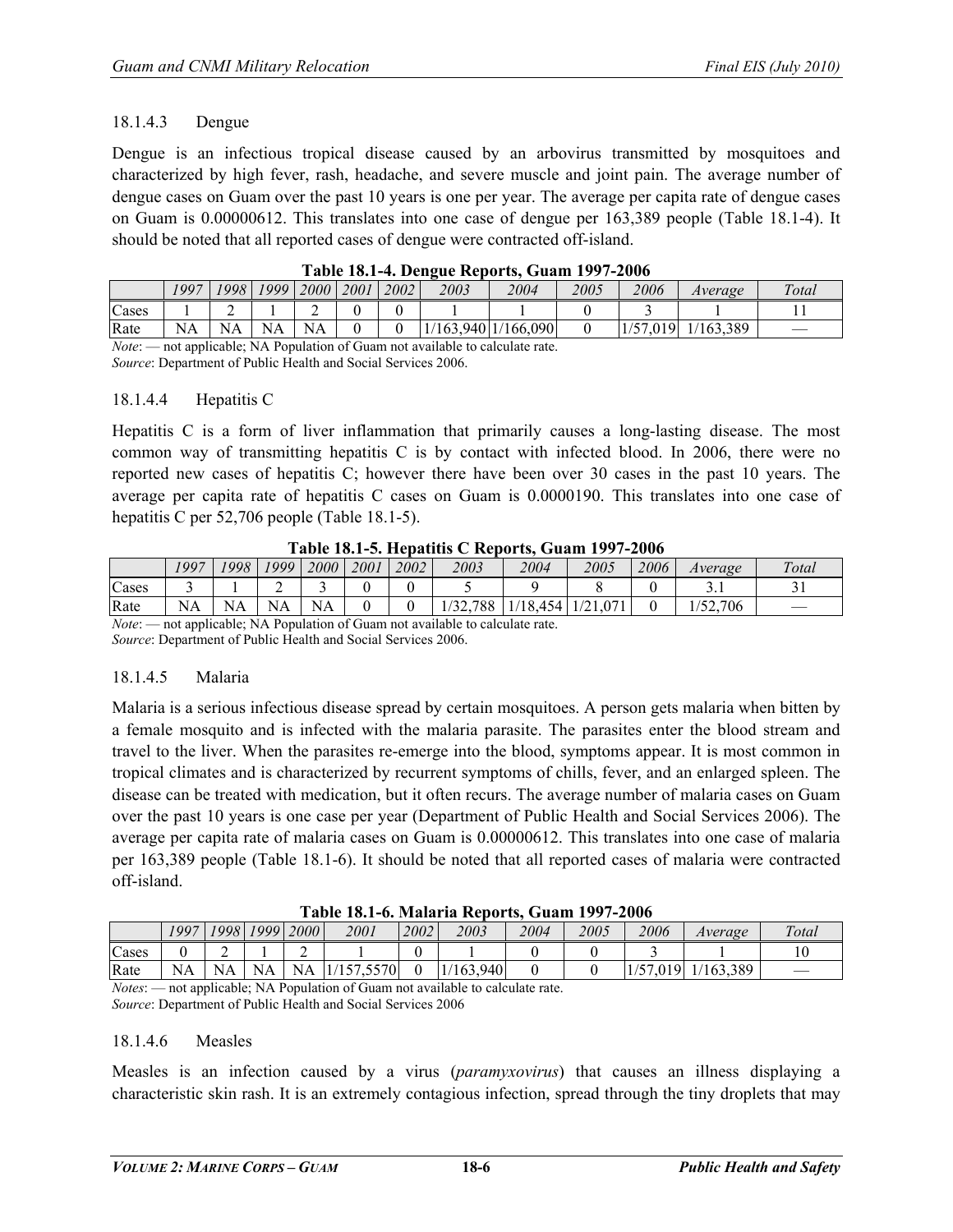### 18.1.4.3 Dengue

Dengue is an infectious tropical disease caused by an arbovirus transmitted by mosquitoes and characterized by high fever, rash, headache, and severe muscle and joint pain. The average number of dengue cases on Guam over the past 10 years is one per year. The average per capita rate of dengue cases on Guam is 0.00000612. This translates into one case of dengue per 163,389 people (Table 18.1-4). It should be noted that all reported cases of dengue were contracted off-island.

**Table 18.1-4. Dengue Reports, Guam 1997-2006**

| | *1997* | *1998* | *1999* | *2000* | *2001* | *2002* | *2003* | *2004* | *2005* | *2006* | *Average* | *Total* |
|---|---|---|---|---|---|---|---|---|---|---|---|---|
| Cases | 1 | 2 | 1 | 2 | 0 | 0 | 1 | 1 | 0 | 3 | 1 | 11 |
| Rate | NA | NA | NA | NA | 0 | 0 | 1/163,940 | 1/166,090 | 0 | 1/57,019 | 1/163,389 | — |

*Note*: — not applicable; NA Population of Guam not available to calculate rate.
*Source*: Department of Public Health and Social Services 2006.

### 18.1.4.4 Hepatitis C

Hepatitis C is a form of liver inflammation that primarily causes a long-lasting disease. The most common way of transmitting hepatitis C is by contact with infected blood. In 2006, there were no reported new cases of hepatitis C; however there have been over 30 cases in the past 10 years. The average per capita rate of hepatitis C cases on Guam is 0.0000190. This translates into one case of hepatitis C per 52,706 people (Table 18.1-5).

**Table 18.1-5. Hepatitis C Reports, Guam 1997-2006**

| | *1997* | *1998* | *1999* | *2000* | *2001* | *2002* | *2003* | *2004* | *2005* | *2006* | *Average* | *Total* |
|---|---|---|---|---|---|---|---|---|---|---|---|---|
| Cases | 3 | 1 | 2 | 3 | 0 | 0 | 5 | 9 | 8 | 0 | 3.1 | 31 |
| Rate | NA | NA | NA | NA | 0 | 0 | 1/32,788 | 1/18,454 | 1/21,071 | 0 | 1/52,706 | — |

*Note*: — not applicable; NA Population of Guam not available to calculate rate.
*Source*: Department of Public Health and Social Services 2006.

### 18.1.4.5 Malaria

Malaria is a serious infectious disease spread by certain mosquitoes. A person gets malaria when bitten by a female mosquito and is infected with the malaria parasite. The parasites enter the blood stream and travel to the liver. When the parasites re-emerge into the blood, symptoms appear. It is most common in tropical climates and is characterized by recurrent symptoms of chills, fever, and an enlarged spleen. The disease can be treated with medication, but it often recurs. The average number of malaria cases on Guam over the past 10 years is one case per year (Department of Public Health and Social Services 2006). The average per capita rate of malaria cases on Guam is 0.00000612. This translates into one case of malaria per 163,389 people (Table 18.1-6). It should be noted that all reported cases of malaria were contracted off-island.

**Table 18.1-6. Malaria Reports, Guam 1997-2006**

| | *1997* | *1998* | *1999* | *2000* | *2001* | *2002* | *2003* | *2004* | *2005* | *2006* | *Average* | *Total* |
|---|---|---|---|---|---|---|---|---|---|---|---|---|
| Cases | 0 | 2 | 1 | 2 | 1 | 0 | 1 | 0 | 0 | 3 | 1 | 10 |
| Rate | NA | NA | NA | NA | 1/157,5570 | 0 | 1/163,940 | 0 | 0 | 1/57,019 | 1/163,389 | — |

*Notes*: — not applicable; NA Population of Guam not available to calculate rate.
*Source*: Department of Public Health and Social Services 2006

### 18.1.4.6 Measles

Measles is an infection caused by a virus (*paramyxovirus*) that causes an illness displaying a characteristic skin rash. It is an extremely contagious infection, spread through the tiny droplets that may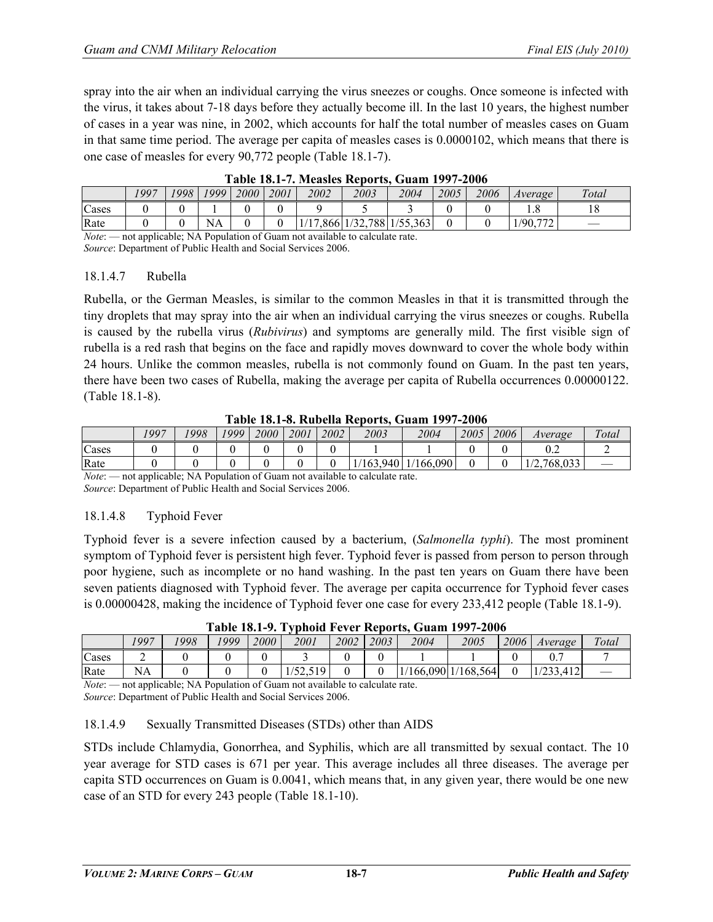spray into the air when an individual carrying the virus sneezes or coughs. Once someone is infected with the virus, it takes about 7-18 days before they actually become ill. In the last 10 years, the highest number of cases in a year was nine, in 2002, which accounts for half the total number of measles cases on Guam in that same time period. The average per capita of measles cases is 0.0000102, which means that there is one case of measles for every 90,772 people (Table 18.1-7).

**Table 18.1-7. Measles Reports, Guam 1997-2006**

| | *1997* | *1998* | *1999* | *2000* | *2001* | *2002* | *2003* | *2004* | *2005* | *2006* | *Average* | *Total* |
|---|---|---|---|---|---|---|---|---|---|---|---|---|
| Cases | 0 | 0 | 1 | 0 | 0 | 9 | 5 | 3 | 0 | 0 | 1.8 | 18 |
| Rate | 0 | 0 | NA | 0 | 0 | 1/17,866 | 1/32,788 | 1/55,363 | 0 | 0 | 1/90,772 | — |

*Note*: — not applicable; NA Population of Guam not available to calculate rate.
*Source*: Department of Public Health and Social Services 2006.

### 18.1.4.7 Rubella

Rubella, or the German Measles, is similar to the common Measles in that it is transmitted through the tiny droplets that may spray into the air when an individual carrying the virus sneezes or coughs. Rubella is caused by the rubella virus (*Rubivirus*) and symptoms are generally mild. The first visible sign of rubella is a red rash that begins on the face and rapidly moves downward to cover the whole body within 24 hours. Unlike the common measles, rubella is not commonly found on Guam. In the past ten years, there have been two cases of Rubella, making the average per capita of Rubella occurrences 0.00000122. (Table 18.1-8).

**Table 18.1-8. Rubella Reports, Guam 1997-2006**

| | *1997* | *1998* | *1999* | *2000* | *2001* | *2002* | *2003* | *2004* | *2005* | *2006* | *Average* | *Total* |
|---|---|---|---|---|---|---|---|---|---|---|---|---|
| Cases | 0 | 0 | 0 | 0 | 0 | 0 | 1 | 1 | 0 | 0 | 0.2 | 2 |
| Rate | 0 | 0 | 0 | 0 | 0 | 0 | 1/163,940 | 1/166,090 | 0 | 0 | 1/2,768,033 | — |

*Note*: — not applicable; NA Population of Guam not available to calculate rate.
*Source*: Department of Public Health and Social Services 2006.

### 18.1.4.8 Typhoid Fever

Typhoid fever is a severe infection caused by a bacterium, (*Salmonella typhi*). The most prominent symptom of Typhoid fever is persistent high fever. Typhoid fever is passed from person to person through poor hygiene, such as incomplete or no hand washing. In the past ten years on Guam there have been seven patients diagnosed with Typhoid fever. The average per capita occurrence for Typhoid fever cases is 0.00000428, making the incidence of Typhoid fever one case for every 233,412 people (Table 18.1-9).

**Table 18.1-9. Typhoid Fever Reports, Guam 1997-2006**

| | *1997* | *1998* | *1999* | *2000* | *2001* | *2002* | *2003* | *2004* | *2005* | *2006* | *Average* | *Total* |
|---|---|---|---|---|---|---|---|---|---|---|---|---|
| Cases | 2 | 0 | 0 | 0 | 3 | 0 | 0 | 1 | 1 | 0 | 0.7 | 7 |
| Rate | NA | 0 | 0 | 0 | 1/52,519 | 0 | 0 | 1/166,090 | 1/168,564 | 0 | 1/233,412 | — |

*Note*: — not applicable; NA Population of Guam not available to calculate rate.
*Source*: Department of Public Health and Social Services 2006.

### 18.1.4.9 Sexually Transmitted Diseases (STDs) other than AIDS

STDs include Chlamydia, Gonorrhea, and Syphilis, which are all transmitted by sexual contact. The 10 year average for STD cases is 671 per year. This average includes all three diseases. The average per capita STD occurrences on Guam is 0.0041, which means that, in any given year, there would be one new case of an STD for every 243 people (Table 18.1-10).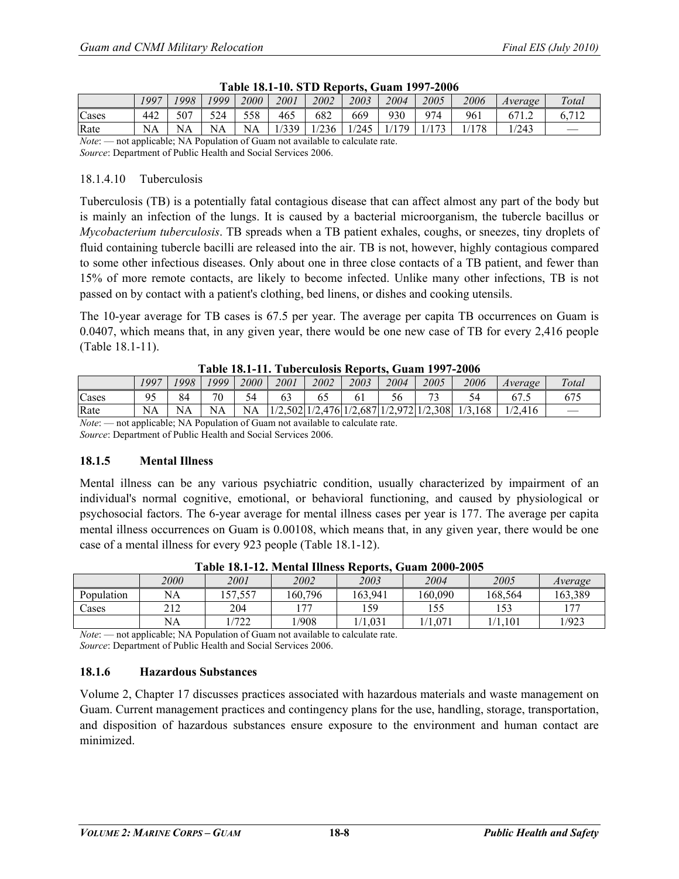**Table 18.1-10. STD Reports, Guam 1997-2006**

| | *1997* | *1998* | *1999* | *2000* | *2001* | *2002* | *2003* | *2004* | *2005* | *2006* | *Average* | *Total* |
|---|---|---|---|---|---|---|---|---|---|---|---|---|
| Cases | 442 | 507 | 524 | 558 | 465 | 682 | 669 | 930 | 974 | 961 | 671.2 | 6,712 |
| Rate | NA | NA | NA | NA | 1/339 | 1/236 | 1/245 | 1/179 | 1/173 | 1/178 | 1/243 | — |

*Note*: — not applicable; NA Population of Guam not available to calculate rate.
*Source*: Department of Public Health and Social Services 2006.

#### 18.1.4.10 Tuberculosis

Tuberculosis (TB) is a potentially fatal contagious disease that can affect almost any part of the body but is mainly an infection of the lungs. It is caused by a bacterial microorganism, the tubercle bacillus or *Mycobacterium tuberculosis*. TB spreads when a TB patient exhales, coughs, or sneezes, tiny droplets of fluid containing tubercle bacilli are released into the air. TB is not, however, highly contagious compared to some other infectious diseases. Only about one in three close contacts of a TB patient, and fewer than 15% of more remote contacts, are likely to become infected. Unlike many other infections, TB is not passed on by contact with a patient's clothing, bed linens, or dishes and cooking utensils.

The 10-year average for TB cases is 67.5 per year. The average per capita TB occurrences on Guam is 0.0407, which means that, in any given year, there would be one new case of TB for every 2,416 people (Table 18.1-11).

**Table 18.1-11. Tuberculosis Reports, Guam 1997-2006**

| | *1997* | *1998* | *1999* | *2000* | *2001* | *2002* | *2003* | *2004* | *2005* | *2006* | *Average* | *Total* |
|---|---|---|---|---|---|---|---|---|---|---|---|---|
| Cases | 95 | 84 | 70 | 54 | 63 | 65 | 61 | 56 | 73 | 54 | 67.5 | 675 |
| Rate | NA | NA | NA | NA | 1/2,502 | 1/2,476 | 1/2,687 | 1/2,972 | 1/2,308 | 1/3,168 | 1/2,416 | — |

*Note*: — not applicable; NA Population of Guam not available to calculate rate.
*Source*: Department of Public Health and Social Services 2006.

### 18.1.5 Mental Illness

Mental illness can be any various psychiatric condition, usually characterized by impairment of an individual's normal cognitive, emotional, or behavioral functioning, and caused by physiological or psychosocial factors. The 6-year average for mental illness cases per year is 177. The average per capita mental illness occurrences on Guam is 0.00108, which means that, in any given year, there would be one case of a mental illness for every 923 people (Table 18.1-12).

**Table 18.1-12. Mental Illness Reports, Guam 2000-2005**

| | *2000* | *2001* | *2002* | *2003* | *2004* | *2005* | *Average* |
|---|---|---|---|---|---|---|---|
| Population | NA | 157,557 | 160,796 | 163,941 | 160,090 | 168,564 | 163,389 |
| Cases | 212 | 204 | 177 | 159 | 155 | 153 | 177 |
| | NA | 1/722 | 1/908 | 1/1,031 | 1/1,071 | 1/1,101 | 1/923 |

*Note*: — not applicable; NA Population of Guam not available to calculate rate.
*Source*: Department of Public Health and Social Services 2006.

### 18.1.6 Hazardous Substances

Volume 2, Chapter 17 discusses practices associated with hazardous materials and waste management on Guam. Current management practices and contingency plans for the use, handling, storage, transportation, and disposition of hazardous substances ensure exposure to the environment and human contact are minimized.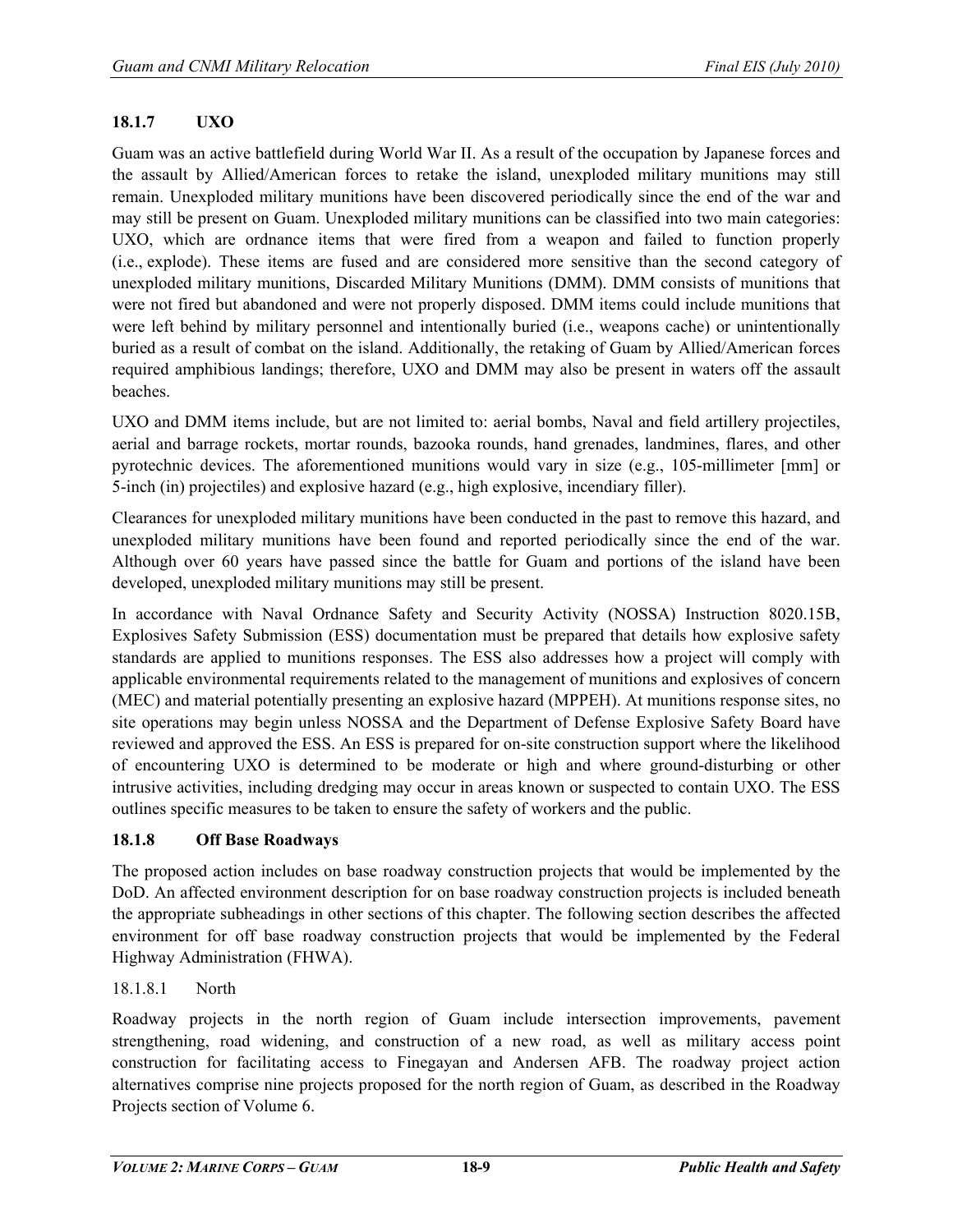### 18.1.7 UXO

Guam was an active battlefield during World War II. As a result of the occupation by Japanese forces and the assault by Allied/American forces to retake the island, unexploded military munitions may still remain. Unexploded military munitions have been discovered periodically since the end of the war and may still be present on Guam. Unexploded military munitions can be classified into two main categories: UXO, which are ordnance items that were fired from a weapon and failed to function properly (i.e., explode). These items are fused and are considered more sensitive than the second category of unexploded military munitions, Discarded Military Munitions (DMM). DMM consists of munitions that were not fired but abandoned and were not properly disposed. DMM items could include munitions that were left behind by military personnel and intentionally buried (i.e., weapons cache) or unintentionally buried as a result of combat on the island. Additionally, the retaking of Guam by Allied/American forces required amphibious landings; therefore, UXO and DMM may also be present in waters off the assault beaches.

UXO and DMM items include, but are not limited to: aerial bombs, Naval and field artillery projectiles, aerial and barrage rockets, mortar rounds, bazooka rounds, hand grenades, landmines, flares, and other pyrotechnic devices. The aforementioned munitions would vary in size (e.g., 105-millimeter [mm] or 5-inch (in) projectiles) and explosive hazard (e.g., high explosive, incendiary filler).

Clearances for unexploded military munitions have been conducted in the past to remove this hazard, and unexploded military munitions have been found and reported periodically since the end of the war. Although over 60 years have passed since the battle for Guam and portions of the island have been developed, unexploded military munitions may still be present.

In accordance with Naval Ordnance Safety and Security Activity (NOSSA) Instruction 8020.15B, Explosives Safety Submission (ESS) documentation must be prepared that details how explosive safety standards are applied to munitions responses. The ESS also addresses how a project will comply with applicable environmental requirements related to the management of munitions and explosives of concern (MEC) and material potentially presenting an explosive hazard (MPPEH). At munitions response sites, no site operations may begin unless NOSSA and the Department of Defense Explosive Safety Board have reviewed and approved the ESS. An ESS is prepared for on-site construction support where the likelihood of encountering UXO is determined to be moderate or high and where ground-disturbing or other intrusive activities, including dredging may occur in areas known or suspected to contain UXO. The ESS outlines specific measures to be taken to ensure the safety of workers and the public.

### 18.1.8 Off Base Roadways

The proposed action includes on base roadway construction projects that would be implemented by the DoD. An affected environment description for on base roadway construction projects is included beneath the appropriate subheadings in other sections of this chapter. The following section describes the affected environment for off base roadway construction projects that would be implemented by the Federal Highway Administration (FHWA).

#### 18.1.8.1 North

Roadway projects in the north region of Guam include intersection improvements, pavement strengthening, road widening, and construction of a new road, as well as military access point construction for facilitating access to Finegayan and Andersen AFB. The roadway project action alternatives comprise nine projects proposed for the north region of Guam, as described in the Roadway Projects section of Volume 6.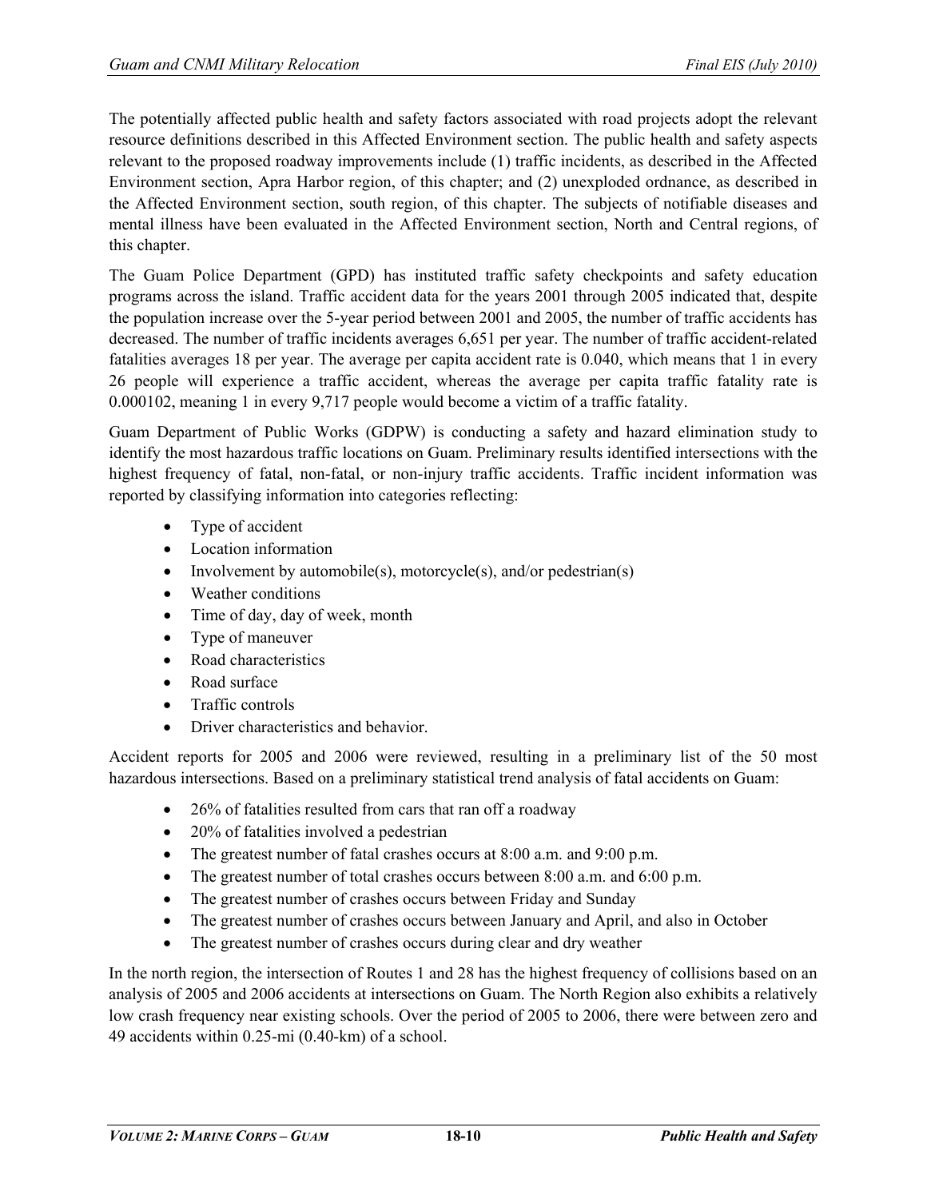The potentially affected public health and safety factors associated with road projects adopt the relevant resource definitions described in this Affected Environment section. The public health and safety aspects relevant to the proposed roadway improvements include (1) traffic incidents, as described in the Affected Environment section, Apra Harbor region, of this chapter; and (2) unexploded ordnance, as described in the Affected Environment section, south region, of this chapter. The subjects of notifiable diseases and mental illness have been evaluated in the Affected Environment section, North and Central regions, of this chapter.

The Guam Police Department (GPD) has instituted traffic safety checkpoints and safety education programs across the island. Traffic accident data for the years 2001 through 2005 indicated that, despite the population increase over the 5-year period between 2001 and 2005, the number of traffic accidents has decreased. The number of traffic incidents averages 6,651 per year. The number of traffic accident-related fatalities averages 18 per year. The average per capita accident rate is 0.040, which means that 1 in every 26 people will experience a traffic accident, whereas the average per capita traffic fatality rate is 0.000102, meaning 1 in every 9,717 people would become a victim of a traffic fatality.

Guam Department of Public Works (GDPW) is conducting a safety and hazard elimination study to identify the most hazardous traffic locations on Guam. Preliminary results identified intersections with the highest frequency of fatal, non-fatal, or non-injury traffic accidents. Traffic incident information was reported by classifying information into categories reflecting:

- Type of accident
- Location information
- Involvement by automobile(s), motorcycle(s), and/or pedestrian(s)
- Weather conditions
- Time of day, day of week, month
- Type of maneuver
- Road characteristics
- Road surface
- Traffic controls
- Driver characteristics and behavior.

Accident reports for 2005 and 2006 were reviewed, resulting in a preliminary list of the 50 most hazardous intersections. Based on a preliminary statistical trend analysis of fatal accidents on Guam:

- 26% of fatalities resulted from cars that ran off a roadway
- 20% of fatalities involved a pedestrian
- The greatest number of fatal crashes occurs at 8:00 a.m. and 9:00 p.m.
- The greatest number of total crashes occurs between 8:00 a.m. and 6:00 p.m.
- The greatest number of crashes occurs between Friday and Sunday
- The greatest number of crashes occurs between January and April, and also in October
- The greatest number of crashes occurs during clear and dry weather

In the north region, the intersection of Routes 1 and 28 has the highest frequency of collisions based on an analysis of 2005 and 2006 accidents at intersections on Guam. The North Region also exhibits a relatively low crash frequency near existing schools. Over the period of 2005 to 2006, there were between zero and 49 accidents within 0.25-mi (0.40-km) of a school.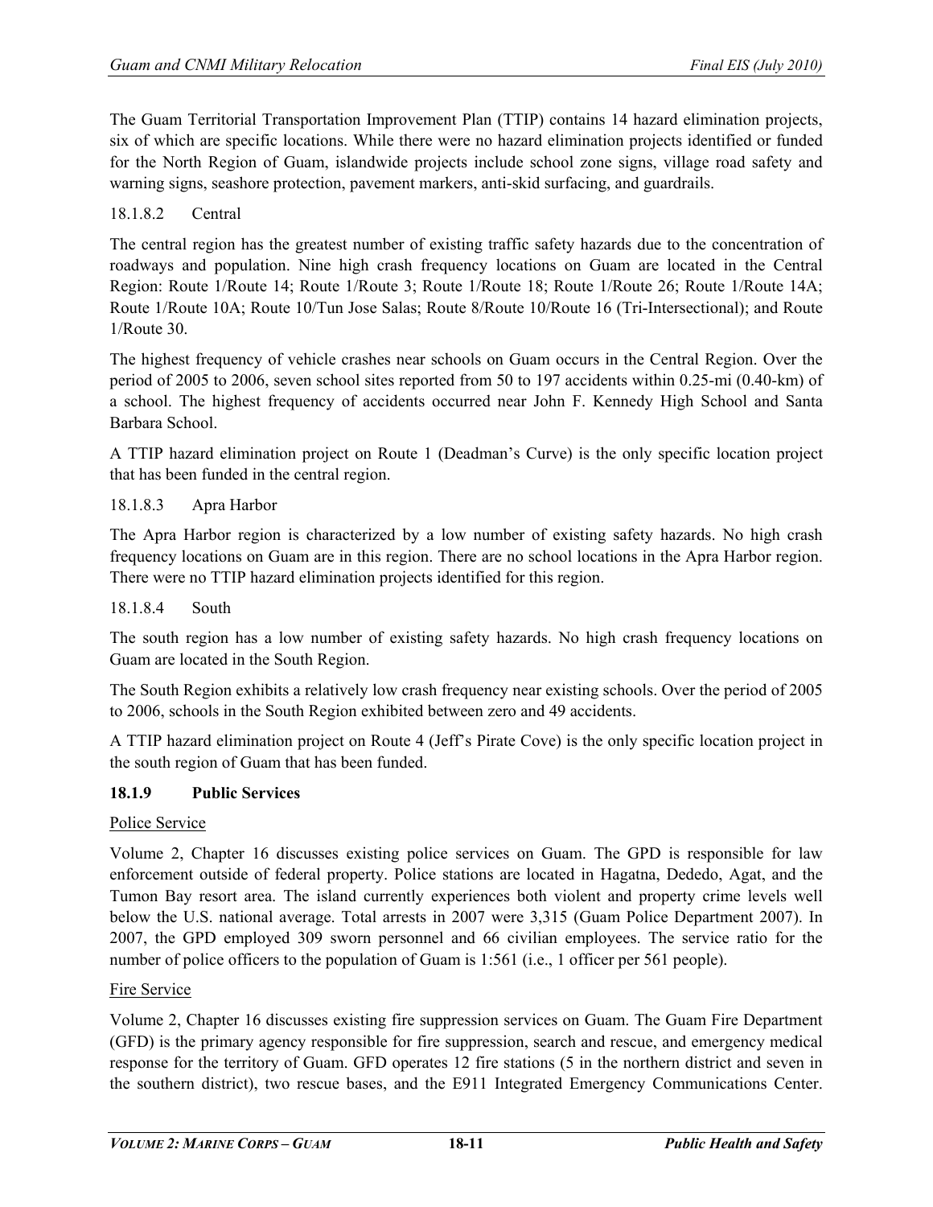The Guam Territorial Transportation Improvement Plan (TTIP) contains 14 hazard elimination projects, six of which are specific locations. While there were no hazard elimination projects identified or funded for the North Region of Guam, islandwide projects include school zone signs, village road safety and warning signs, seashore protection, pavement markers, anti-skid surfacing, and guardrails.

#### 18.1.8.2 Central

The central region has the greatest number of existing traffic safety hazards due to the concentration of roadways and population. Nine high crash frequency locations on Guam are located in the Central Region: Route 1/Route 14; Route 1/Route 3; Route 1/Route 18; Route 1/Route 26; Route 1/Route 14A; Route 1/Route 10A; Route 10/Tun Jose Salas; Route 8/Route 10/Route 16 (Tri-Intersectional); and Route 1/Route 30.

The highest frequency of vehicle crashes near schools on Guam occurs in the Central Region. Over the period of 2005 to 2006, seven school sites reported from 50 to 197 accidents within 0.25-mi (0.40-km) of a school. The highest frequency of accidents occurred near John F. Kennedy High School and Santa Barbara School.

A TTIP hazard elimination project on Route 1 (Deadman's Curve) is the only specific location project that has been funded in the central region.

#### 18.1.8.3 Apra Harbor

The Apra Harbor region is characterized by a low number of existing safety hazards. No high crash frequency locations on Guam are in this region. There are no school locations in the Apra Harbor region. There were no TTIP hazard elimination projects identified for this region.

#### 18.1.8.4 South

The south region has a low number of existing safety hazards. No high crash frequency locations on Guam are located in the South Region.

The South Region exhibits a relatively low crash frequency near existing schools. Over the period of 2005 to 2006, schools in the South Region exhibited between zero and 49 accidents.

A TTIP hazard elimination project on Route 4 (Jeff's Pirate Cove) is the only specific location project in the south region of Guam that has been funded.

### 18.1.9 Public Services

Police Service

Volume 2, Chapter 16 discusses existing police services on Guam. The GPD is responsible for law enforcement outside of federal property. Police stations are located in Hagatna, Dededo, Agat, and the Tumon Bay resort area. The island currently experiences both violent and property crime levels well below the U.S. national average. Total arrests in 2007 were 3,315 (Guam Police Department 2007). In 2007, the GPD employed 309 sworn personnel and 66 civilian employees. The service ratio for the number of police officers to the population of Guam is 1:561 (i.e., 1 officer per 561 people).

Fire Service

Volume 2, Chapter 16 discusses existing fire suppression services on Guam. The Guam Fire Department (GFD) is the primary agency responsible for fire suppression, search and rescue, and emergency medical response for the territory of Guam. GFD operates 12 fire stations (5 in the northern district and seven in the southern district), two rescue bases, and the E911 Integrated Emergency Communications Center.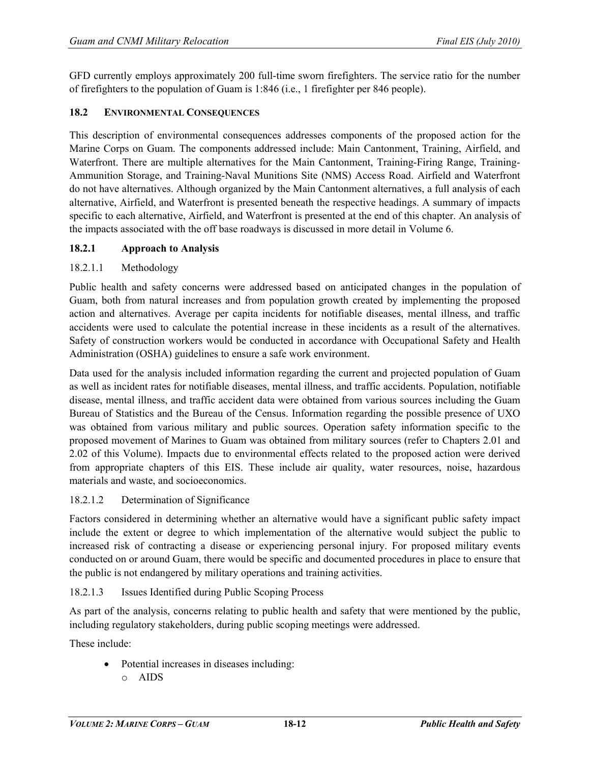GFD currently employs approximately 200 full-time sworn firefighters. The service ratio for the number of firefighters to the population of Guam is 1:846 (i.e., 1 firefighter per 846 people).

## 18.2 ENVIRONMENTAL CONSEQUENCES

This description of environmental consequences addresses components of the proposed action for the Marine Corps on Guam. The components addressed include: Main Cantonment, Training, Airfield, and Waterfront. There are multiple alternatives for the Main Cantonment, Training-Firing Range, Training-Ammunition Storage, and Training-Naval Munitions Site (NMS) Access Road. Airfield and Waterfront do not have alternatives. Although organized by the Main Cantonment alternatives, a full analysis of each alternative, Airfield, and Waterfront is presented beneath the respective headings. A summary of impacts specific to each alternative, Airfield, and Waterfront is presented at the end of this chapter. An analysis of the impacts associated with the off base roadways is discussed in more detail in Volume 6.

### 18.2.1 Approach to Analysis

#### 18.2.1.1 Methodology

Public health and safety concerns were addressed based on anticipated changes in the population of Guam, both from natural increases and from population growth created by implementing the proposed action and alternatives. Average per capita incidents for notifiable diseases, mental illness, and traffic accidents were used to calculate the potential increase in these incidents as a result of the alternatives. Safety of construction workers would be conducted in accordance with Occupational Safety and Health Administration (OSHA) guidelines to ensure a safe work environment.

Data used for the analysis included information regarding the current and projected population of Guam as well as incident rates for notifiable diseases, mental illness, and traffic accidents. Population, notifiable disease, mental illness, and traffic accident data were obtained from various sources including the Guam Bureau of Statistics and the Bureau of the Census. Information regarding the possible presence of UXO was obtained from various military and public sources. Operation safety information specific to the proposed movement of Marines to Guam was obtained from military sources (refer to Chapters 2.01 and 2.02 of this Volume). Impacts due to environmental effects related to the proposed action were derived from appropriate chapters of this EIS. These include air quality, water resources, noise, hazardous materials and waste, and socioeconomics.

#### 18.2.1.2 Determination of Significance

Factors considered in determining whether an alternative would have a significant public safety impact include the extent or degree to which implementation of the alternative would subject the public to increased risk of contracting a disease or experiencing personal injury. For proposed military events conducted on or around Guam, there would be specific and documented procedures in place to ensure that the public is not endangered by military operations and training activities.

#### 18.2.1.3 Issues Identified during Public Scoping Process

As part of the analysis, concerns relating to public health and safety that were mentioned by the public, including regulatory stakeholders, during public scoping meetings were addressed.

These include:

- Potential increases in diseases including:
  - AIDS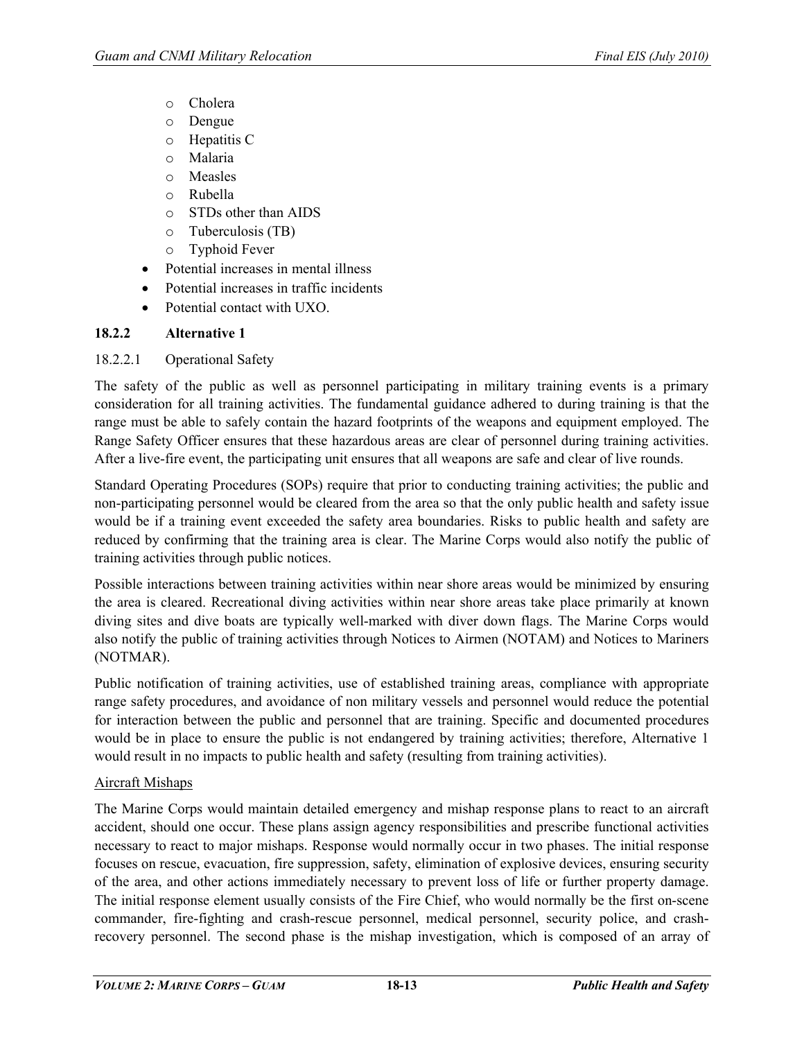- Cholera
  - Dengue
  - Hepatitis C
  - Malaria
  - Measles
  - Rubella
  - STDs other than AIDS
  - Tuberculosis (TB)
  - Typhoid Fever
- Potential increases in mental illness
- Potential increases in traffic incidents
- Potential contact with UXO.

### 18.2.2 Alternative 1

#### 18.2.2.1 Operational Safety

The safety of the public as well as personnel participating in military training events is a primary consideration for all training activities. The fundamental guidance adhered to during training is that the range must be able to safely contain the hazard footprints of the weapons and equipment employed. The Range Safety Officer ensures that these hazardous areas are clear of personnel during training activities. After a live-fire event, the participating unit ensures that all weapons are safe and clear of live rounds.

Standard Operating Procedures (SOPs) require that prior to conducting training activities; the public and non-participating personnel would be cleared from the area so that the only public health and safety issue would be if a training event exceeded the safety area boundaries. Risks to public health and safety are reduced by confirming that the training area is clear. The Marine Corps would also notify the public of training activities through public notices.

Possible interactions between training activities within near shore areas would be minimized by ensuring the area is cleared. Recreational diving activities within near shore areas take place primarily at known diving sites and dive boats are typically well-marked with diver down flags. The Marine Corps would also notify the public of training activities through Notices to Airmen (NOTAM) and Notices to Mariners (NOTMAR).

Public notification of training activities, use of established training areas, compliance with appropriate range safety procedures, and avoidance of non military vessels and personnel would reduce the potential for interaction between the public and personnel that are training. Specific and documented procedures would be in place to ensure the public is not endangered by training activities; therefore, Alternative 1 would result in no impacts to public health and safety (resulting from training activities).

<u>Aircraft Mishaps</u>

The Marine Corps would maintain detailed emergency and mishap response plans to react to an aircraft accident, should one occur. These plans assign agency responsibilities and prescribe functional activities necessary to react to major mishaps. Response would normally occur in two phases. The initial response focuses on rescue, evacuation, fire suppression, safety, elimination of explosive devices, ensuring security of the area, and other actions immediately necessary to prevent loss of life or further property damage. The initial response element usually consists of the Fire Chief, who would normally be the first on-scene commander, fire-fighting and crash-rescue personnel, medical personnel, security police, and crash-recovery personnel. The second phase is the mishap investigation, which is composed of an array of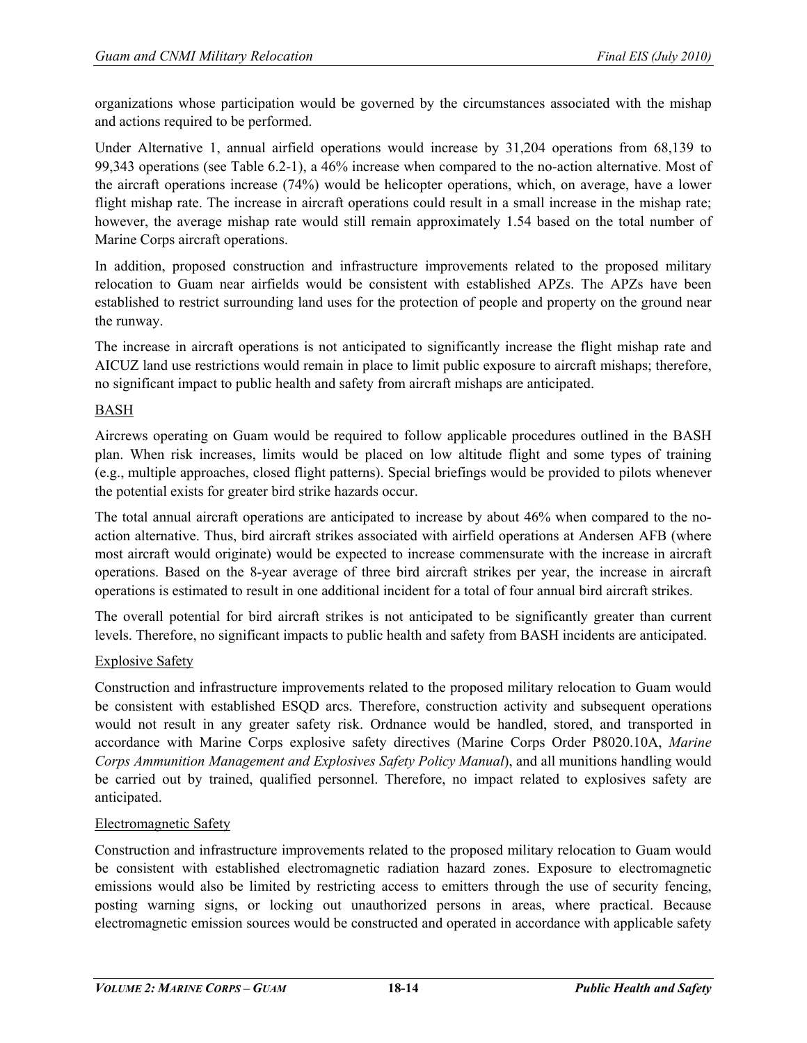organizations whose participation would be governed by the circumstances associated with the mishap and actions required to be performed.

Under Alternative 1, annual airfield operations would increase by 31,204 operations from 68,139 to 99,343 operations (see Table 6.2-1), a 46% increase when compared to the no-action alternative. Most of the aircraft operations increase (74%) would be helicopter operations, which, on average, have a lower flight mishap rate. The increase in aircraft operations could result in a small increase in the mishap rate; however, the average mishap rate would still remain approximately 1.54 based on the total number of Marine Corps aircraft operations.

In addition, proposed construction and infrastructure improvements related to the proposed military relocation to Guam near airfields would be consistent with established APZs. The APZs have been established to restrict surrounding land uses for the protection of people and property on the ground near the runway.

The increase in aircraft operations is not anticipated to significantly increase the flight mishap rate and AICUZ land use restrictions would remain in place to limit public exposure to aircraft mishaps; therefore, no significant impact to public health and safety from aircraft mishaps are anticipated.

BASH

Aircrews operating on Guam would be required to follow applicable procedures outlined in the BASH plan. When risk increases, limits would be placed on low altitude flight and some types of training (e.g., multiple approaches, closed flight patterns). Special briefings would be provided to pilots whenever the potential exists for greater bird strike hazards occur.

The total annual aircraft operations are anticipated to increase by about 46% when compared to the no-action alternative. Thus, bird aircraft strikes associated with airfield operations at Andersen AFB (where most aircraft would originate) would be expected to increase commensurate with the increase in aircraft operations. Based on the 8-year average of three bird aircraft strikes per year, the increase in aircraft operations is estimated to result in one additional incident for a total of four annual bird aircraft strikes.

The overall potential for bird aircraft strikes is not anticipated to be significantly greater than current levels. Therefore, no significant impacts to public health and safety from BASH incidents are anticipated.

Explosive Safety

Construction and infrastructure improvements related to the proposed military relocation to Guam would be consistent with established ESQD arcs. Therefore, construction activity and subsequent operations would not result in any greater safety risk. Ordnance would be handled, stored, and transported in accordance with Marine Corps explosive safety directives (Marine Corps Order P8020.10A, *Marine Corps Ammunition Management and Explosives Safety Policy Manual*), and all munitions handling would be carried out by trained, qualified personnel. Therefore, no impact related to explosives safety are anticipated.

Electromagnetic Safety

Construction and infrastructure improvements related to the proposed military relocation to Guam would be consistent with established electromagnetic radiation hazard zones. Exposure to electromagnetic emissions would also be limited by restricting access to emitters through the use of security fencing, posting warning signs, or locking out unauthorized persons in areas, where practical. Because electromagnetic emission sources would be constructed and operated in accordance with applicable safety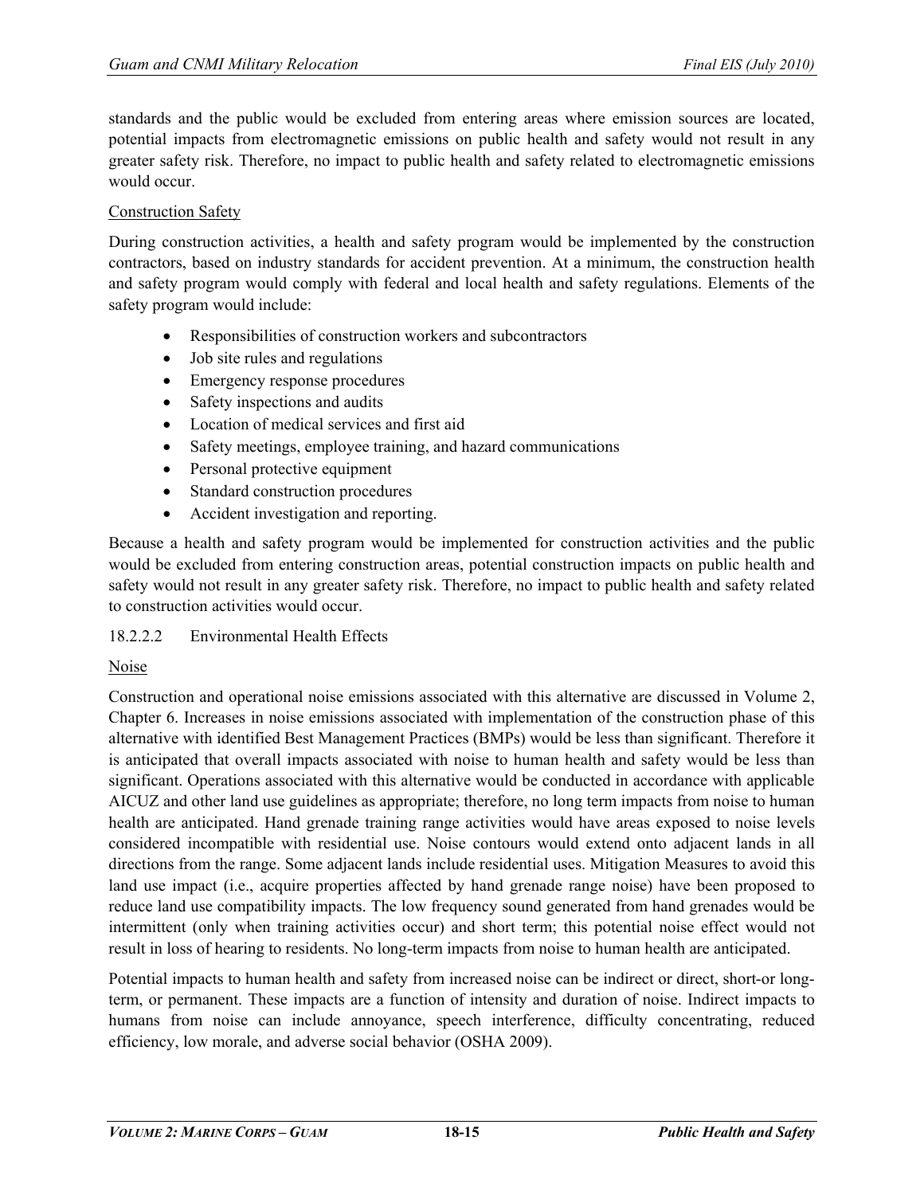standards and the public would be excluded from entering areas where emission sources are located, potential impacts from electromagnetic emissions on public health and safety would not result in any greater safety risk. Therefore, no impact to public health and safety related to electromagnetic emissions would occur.

Construction Safety

During construction activities, a health and safety program would be implemented by the construction contractors, based on industry standards for accident prevention. At a minimum, the construction health and safety program would comply with federal and local health and safety regulations. Elements of the safety program would include:

- Responsibilities of construction workers and subcontractors
- Job site rules and regulations
- Emergency response procedures
- Safety inspections and audits
- Location of medical services and first aid
- Safety meetings, employee training, and hazard communications
- Personal protective equipment
- Standard construction procedures
- Accident investigation and reporting.

Because a health and safety program would be implemented for construction activities and the public would be excluded from entering construction areas, potential construction impacts on public health and safety would not result in any greater safety risk. Therefore, no impact to public health and safety related to construction activities would occur.

#### 18.2.2.2 Environmental Health Effects

Noise

Construction and operational noise emissions associated with this alternative are discussed in Volume 2, Chapter 6. Increases in noise emissions associated with implementation of the construction phase of this alternative with identified Best Management Practices (BMPs) would be less than significant. Therefore it is anticipated that overall impacts associated with noise to human health and safety would be less than significant. Operations associated with this alternative would be conducted in accordance with applicable AICUZ and other land use guidelines as appropriate; therefore, no long term impacts from noise to human health are anticipated. Hand grenade training range activities would have areas exposed to noise levels considered incompatible with residential use. Noise contours would extend onto adjacent lands in all directions from the range. Some adjacent lands include residential uses. Mitigation Measures to avoid this land use impact (i.e., acquire properties affected by hand grenade range noise) have been proposed to reduce land use compatibility impacts. The low frequency sound generated from hand grenades would be intermittent (only when training activities occur) and short term; this potential noise effect would not result in loss of hearing to residents. No long-term impacts from noise to human health are anticipated.

Potential impacts to human health and safety from increased noise can be indirect or direct, short-or long-term, or permanent. These impacts are a function of intensity and duration of noise. Indirect impacts to humans from noise can include annoyance, speech interference, difficulty concentrating, reduced efficiency, low morale, and adverse social behavior (OSHA 2009).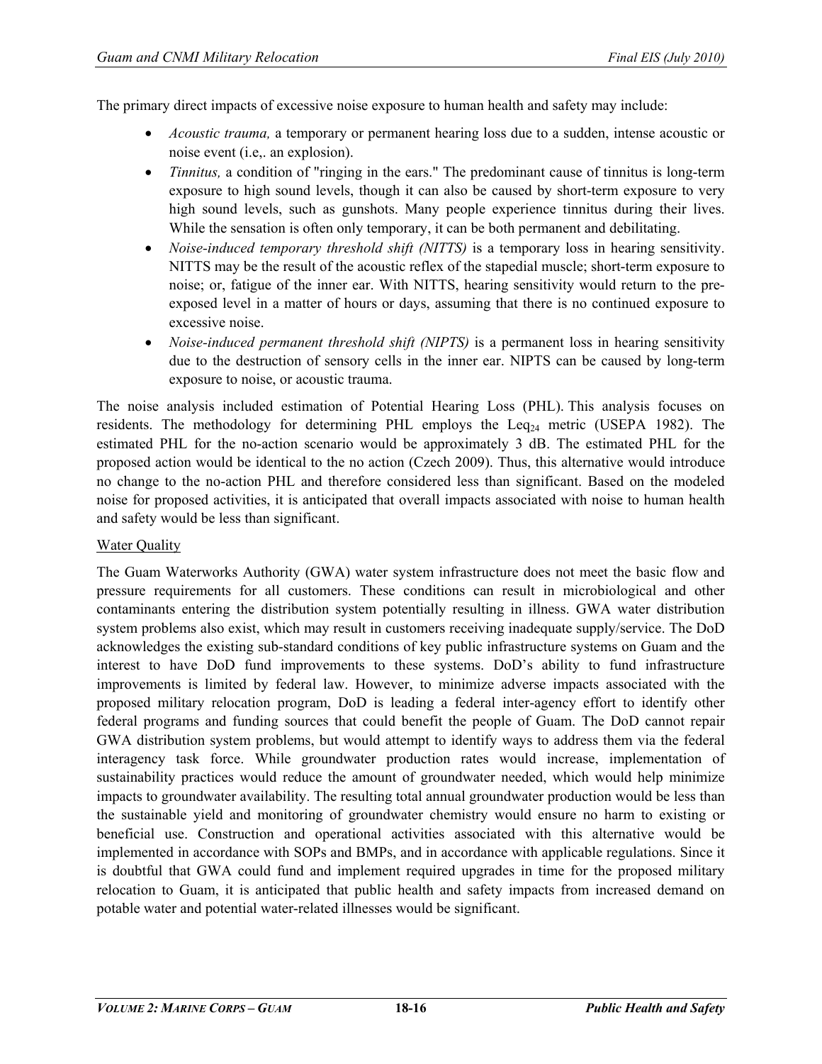The primary direct impacts of excessive noise exposure to human health and safety may include:

- *Acoustic trauma,* a temporary or permanent hearing loss due to a sudden, intense acoustic or noise event (i.e,. an explosion).
- *Tinnitus,* a condition of "ringing in the ears." The predominant cause of tinnitus is long-term exposure to high sound levels, though it can also be caused by short-term exposure to very high sound levels, such as gunshots. Many people experience tinnitus during their lives. While the sensation is often only temporary, it can be both permanent and debilitating.
- *Noise-induced temporary threshold shift (NITTS)* is a temporary loss in hearing sensitivity. NITTS may be the result of the acoustic reflex of the stapedial muscle; short-term exposure to noise; or, fatigue of the inner ear. With NITTS, hearing sensitivity would return to the pre-exposed level in a matter of hours or days, assuming that there is no continued exposure to excessive noise.
- *Noise-induced permanent threshold shift (NIPTS)* is a permanent loss in hearing sensitivity due to the destruction of sensory cells in the inner ear. NIPTS can be caused by long-term exposure to noise, or acoustic trauma.

The noise analysis included estimation of Potential Hearing Loss (PHL). This analysis focuses on residents. The methodology for determining PHL employs the $Leq_{24}$ metric (USEPA 1982). The estimated PHL for the no-action scenario would be approximately 3 dB. The estimated PHL for the proposed action would be identical to the no action (Czech 2009). Thus, this alternative would introduce no change to the no-action PHL and therefore considered less than significant. Based on the modeled noise for proposed activities, it is anticipated that overall impacts associated with noise to human health and safety would be less than significant.

Water Quality

The Guam Waterworks Authority (GWA) water system infrastructure does not meet the basic flow and pressure requirements for all customers. These conditions can result in microbiological and other contaminants entering the distribution system potentially resulting in illness. GWA water distribution system problems also exist, which may result in customers receiving inadequate supply/service. The DoD acknowledges the existing sub-standard conditions of key public infrastructure systems on Guam and the interest to have DoD fund improvements to these systems. DoD's ability to fund infrastructure improvements is limited by federal law. However, to minimize adverse impacts associated with the proposed military relocation program, DoD is leading a federal inter-agency effort to identify other federal programs and funding sources that could benefit the people of Guam. The DoD cannot repair GWA distribution system problems, but would attempt to identify ways to address them via the federal interagency task force. While groundwater production rates would increase, implementation of sustainability practices would reduce the amount of groundwater needed, which would help minimize impacts to groundwater availability. The resulting total annual groundwater production would be less than the sustainable yield and monitoring of groundwater chemistry would ensure no harm to existing or beneficial use. Construction and operational activities associated with this alternative would be implemented in accordance with SOPs and BMPs, and in accordance with applicable regulations. Since it is doubtful that GWA could fund and implement required upgrades in time for the proposed military relocation to Guam, it is anticipated that public health and safety impacts from increased demand on potable water and potential water-related illnesses would be significant.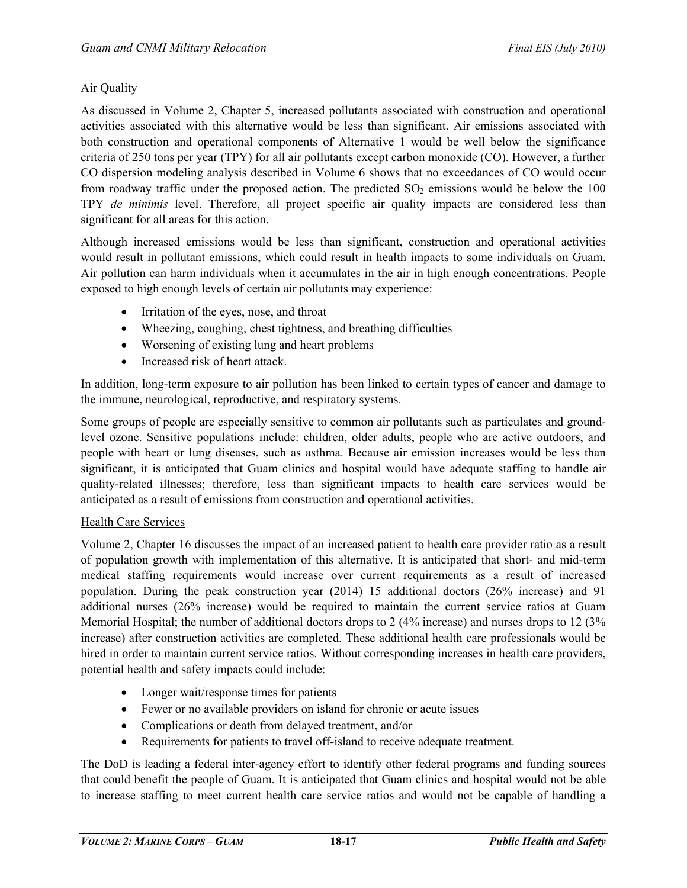## Air Quality

As discussed in Volume 2, Chapter 5, increased pollutants associated with construction and operational activities associated with this alternative would be less than significant. Air emissions associated with both construction and operational components of Alternative 1 would be well below the significance criteria of 250 tons per year (TPY) for all air pollutants except carbon monoxide (CO). However, a further CO dispersion modeling analysis described in Volume 6 shows that no exceedances of CO would occur from roadway traffic under the proposed action. The predicted $SO_2$ emissions would be below the 100 TPY *de minimis* level. Therefore, all project specific air quality impacts are considered less than significant for all areas for this action.

Although increased emissions would be less than significant, construction and operational activities would result in pollutant emissions, which could result in health impacts to some individuals on Guam. Air pollution can harm individuals when it accumulates in the air in high enough concentrations. People exposed to high enough levels of certain air pollutants may experience:

- Irritation of the eyes, nose, and throat
- Wheezing, coughing, chest tightness, and breathing difficulties
- Worsening of existing lung and heart problems
- Increased risk of heart attack.

In addition, long-term exposure to air pollution has been linked to certain types of cancer and damage to the immune, neurological, reproductive, and respiratory systems.

Some groups of people are especially sensitive to common air pollutants such as particulates and ground-level ozone. Sensitive populations include: children, older adults, people who are active outdoors, and people with heart or lung diseases, such as asthma. Because air emission increases would be less than significant, it is anticipated that Guam clinics and hospital would have adequate staffing to handle air quality-related illnesses; therefore, less than significant impacts to health care services would be anticipated as a result of emissions from construction and operational activities.

## Health Care Services

Volume 2, Chapter 16 discusses the impact of an increased patient to health care provider ratio as a result of population growth with implementation of this alternative. It is anticipated that short- and mid-term medical staffing requirements would increase over current requirements as a result of increased population. During the peak construction year (2014) 15 additional doctors (26% increase) and 91 additional nurses (26% increase) would be required to maintain the current service ratios at Guam Memorial Hospital; the number of additional doctors drops to 2 (4% increase) and nurses drops to 12 (3% increase) after construction activities are completed. These additional health care professionals would be hired in order to maintain current service ratios. Without corresponding increases in health care providers, potential health and safety impacts could include:

- Longer wait/response times for patients
- Fewer or no available providers on island for chronic or acute issues
- Complications or death from delayed treatment, and/or
- Requirements for patients to travel off-island to receive adequate treatment.

The DoD is leading a federal inter-agency effort to identify other federal programs and funding sources that could benefit the people of Guam. It is anticipated that Guam clinics and hospital would not be able to increase staffing to meet current health care service ratios and would not be capable of handling a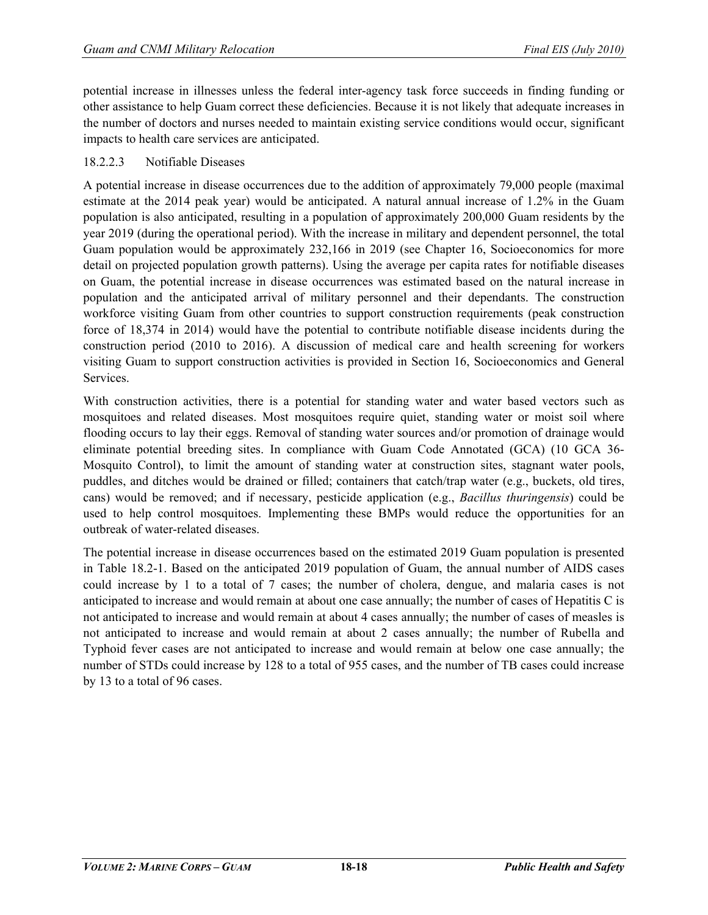potential increase in illnesses unless the federal inter-agency task force succeeds in finding funding or other assistance to help Guam correct these deficiencies. Because it is not likely that adequate increases in the number of doctors and nurses needed to maintain existing service conditions would occur, significant impacts to health care services are anticipated.

#### 18.2.2.3 Notifiable Diseases

A potential increase in disease occurrences due to the addition of approximately 79,000 people (maximal estimate at the 2014 peak year) would be anticipated. A natural annual increase of 1.2% in the Guam population is also anticipated, resulting in a population of approximately 200,000 Guam residents by the year 2019 (during the operational period). With the increase in military and dependent personnel, the total Guam population would be approximately 232,166 in 2019 (see Chapter 16, Socioeconomics for more detail on projected population growth patterns). Using the average per capita rates for notifiable diseases on Guam, the potential increase in disease occurrences was estimated based on the natural increase in population and the anticipated arrival of military personnel and their dependants. The construction workforce visiting Guam from other countries to support construction requirements (peak construction force of 18,374 in 2014) would have the potential to contribute notifiable disease incidents during the construction period (2010 to 2016). A discussion of medical care and health screening for workers visiting Guam to support construction activities is provided in Section 16, Socioeconomics and General Services.

With construction activities, there is a potential for standing water and water based vectors such as mosquitoes and related diseases. Most mosquitoes require quiet, standing water or moist soil where flooding occurs to lay their eggs. Removal of standing water sources and/or promotion of drainage would eliminate potential breeding sites. In compliance with Guam Code Annotated (GCA) (10 GCA 36-Mosquito Control), to limit the amount of standing water at construction sites, stagnant water pools, puddles, and ditches would be drained or filled; containers that catch/trap water (e.g., buckets, old tires, cans) would be removed; and if necessary, pesticide application (e.g., *Bacillus thuringensis*) could be used to help control mosquitoes. Implementing these BMPs would reduce the opportunities for an outbreak of water-related diseases.

The potential increase in disease occurrences based on the estimated 2019 Guam population is presented in Table 18.2-1. Based on the anticipated 2019 population of Guam, the annual number of AIDS cases could increase by 1 to a total of 7 cases; the number of cholera, dengue, and malaria cases is not anticipated to increase and would remain at about one case annually; the number of cases of Hepatitis C is not anticipated to increase and would remain at about 4 cases annually; the number of cases of measles is not anticipated to increase and would remain at about 2 cases annually; the number of Rubella and Typhoid fever cases are not anticipated to increase and would remain at below one case annually; the number of STDs could increase by 128 to a total of 955 cases, and the number of TB cases could increase by 13 to a total of 96 cases.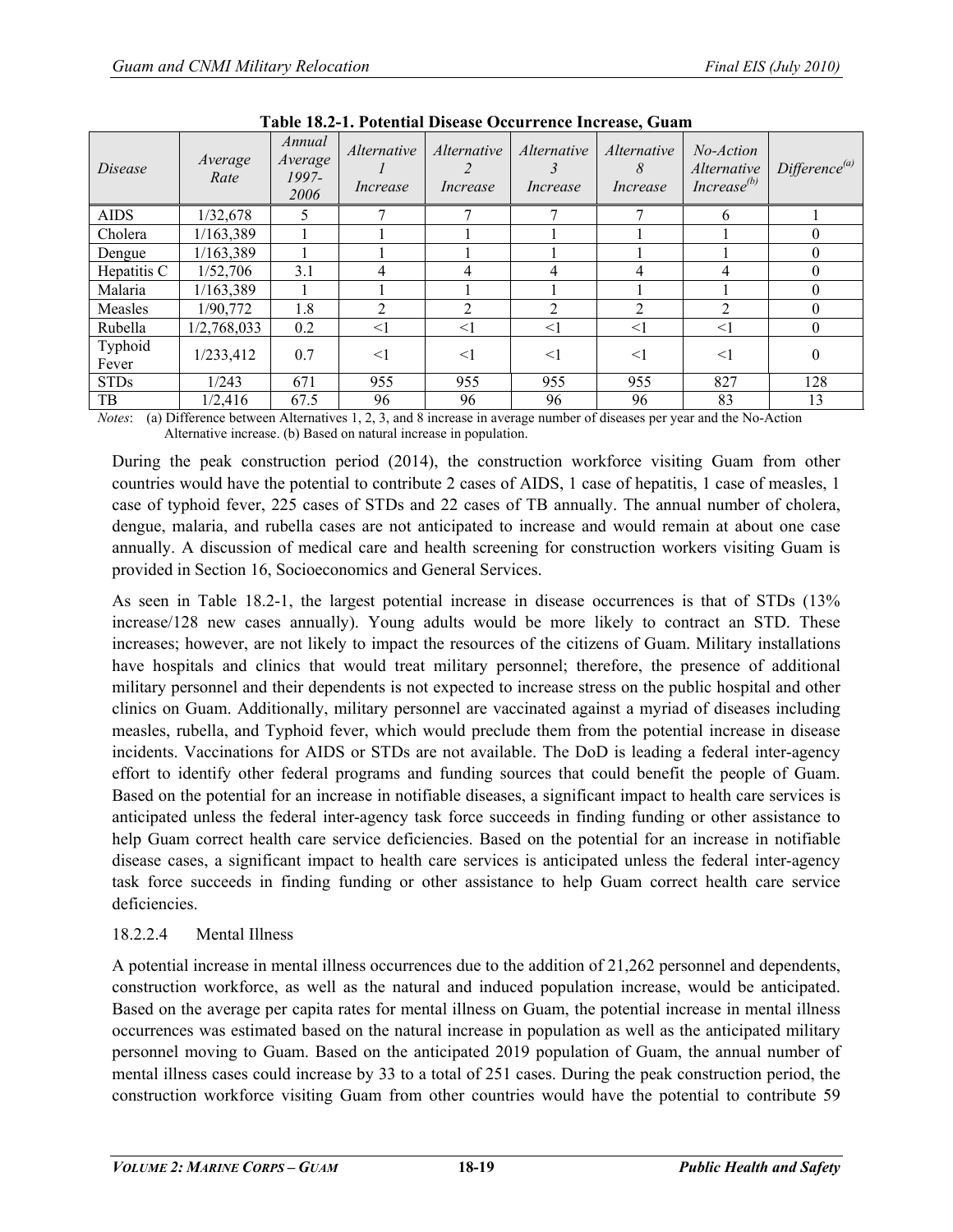**Table 18.2-1. Potential Disease Occurrence Increase, Guam**

| *Disease* | *Average Rate* | *Annual Average 1997-2006* | *Alternative 1 Increase* | *Alternative 2 Increase* | *Alternative 3 Increase* | *Alternative 8 Increase* | *No-Action Alternative Increase[(b)]* | *Difference[(a)]* |
|---|---|---|---|---|---|---|---|---|
| AIDS | 1/32,678 | 5 | 7 | 7 | 7 | 7 | 6 | 1 |
| Cholera | 1/163,389 | 1 | 1 | 1 | 1 | 1 | 1 | 0 |
| Dengue | 1/163,389 | 1 | 1 | 1 | 1 | 1 | 1 | 0 |
| Hepatitis C | 1/52,706 | 3.1 | 4 | 4 | 4 | 4 | 4 | 0 |
| Malaria | 1/163,389 | 1 | 1 | 1 | 1 | 1 | 1 | 0 |
| Measles | 1/90,772 | 1.8 | 2 | 2 | 2 | 2 | 2 | 0 |
| Rubella | 1/2,768,033 | 0.2 | <1 | <1 | <1 | <1 | <1 | 0 |
| Typhoid Fever | 1/233,412 | 0.7 | <1 | <1 | <1 | <1 | <1 | 0 |
| STDs | 1/243 | 671 | 955 | 955 | 955 | 955 | 827 | 128 |
| TB | 1/2,416 | 67.5 | 96 | 96 | 96 | 96 | 83 | 13 |

*Notes*: (a) Difference between Alternatives 1, 2, 3, and 8 increase in average number of diseases per year and the No-Action Alternative increase. (b) Based on natural increase in population.

During the peak construction period (2014), the construction workforce visiting Guam from other countries would have the potential to contribute 2 cases of AIDS, 1 case of hepatitis, 1 case of measles, 1 case of typhoid fever, 225 cases of STDs and 22 cases of TB annually. The annual number of cholera, dengue, malaria, and rubella cases are not anticipated to increase and would remain at about one case annually. A discussion of medical care and health screening for construction workers visiting Guam is provided in Section 16, Socioeconomics and General Services.

As seen in Table 18.2-1, the largest potential increase in disease occurrences is that of STDs (13% increase/128 new cases annually). Young adults would be more likely to contract an STD. These increases; however, are not likely to impact the resources of the citizens of Guam. Military installations have hospitals and clinics that would treat military personnel; therefore, the presence of additional military personnel and their dependents is not expected to increase stress on the public hospital and other clinics on Guam. Additionally, military personnel are vaccinated against a myriad of diseases including measles, rubella, and Typhoid fever, which would preclude them from the potential increase in disease incidents. Vaccinations for AIDS or STDs are not available. The DoD is leading a federal inter-agency effort to identify other federal programs and funding sources that could benefit the people of Guam. Based on the potential for an increase in notifiable diseases, a significant impact to health care services is anticipated unless the federal inter-agency task force succeeds in finding funding or other assistance to help Guam correct health care service deficiencies. Based on the potential for an increase in notifiable disease cases, a significant impact to health care services is anticipated unless the federal inter-agency task force succeeds in finding funding or other assistance to help Guam correct health care service deficiencies.

#### 18.2.2.4 Mental Illness

A potential increase in mental illness occurrences due to the addition of 21,262 personnel and dependents, construction workforce, as well as the natural and induced population increase, would be anticipated. Based on the average per capita rates for mental illness on Guam, the potential increase in mental illness occurrences was estimated based on the natural increase in population as well as the anticipated military personnel moving to Guam. Based on the anticipated 2019 population of Guam, the annual number of mental illness cases could increase by 33 to a total of 251 cases. During the peak construction period, the construction workforce visiting Guam from other countries would have the potential to contribute 59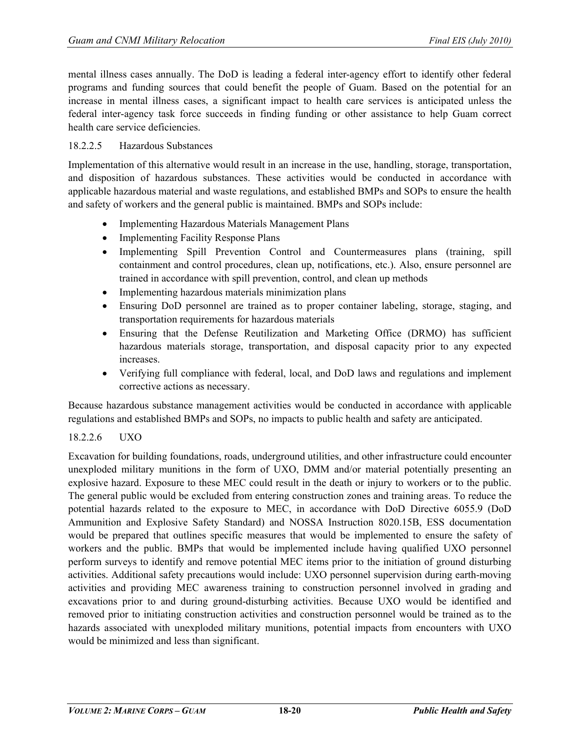mental illness cases annually. The DoD is leading a federal inter-agency effort to identify other federal programs and funding sources that could benefit the people of Guam. Based on the potential for an increase in mental illness cases, a significant impact to health care services is anticipated unless the federal inter-agency task force succeeds in finding funding or other assistance to help Guam correct health care service deficiencies.

#### 18.2.2.5 Hazardous Substances

Implementation of this alternative would result in an increase in the use, handling, storage, transportation, and disposition of hazardous substances. These activities would be conducted in accordance with applicable hazardous material and waste regulations, and established BMPs and SOPs to ensure the health and safety of workers and the general public is maintained. BMPs and SOPs include:

- Implementing Hazardous Materials Management Plans
- Implementing Facility Response Plans
- Implementing Spill Prevention Control and Countermeasures plans (training, spill containment and control procedures, clean up, notifications, etc.). Also, ensure personnel are trained in accordance with spill prevention, control, and clean up methods
- Implementing hazardous materials minimization plans
- Ensuring DoD personnel are trained as to proper container labeling, storage, staging, and transportation requirements for hazardous materials
- Ensuring that the Defense Reutilization and Marketing Office (DRMO) has sufficient hazardous materials storage, transportation, and disposal capacity prior to any expected increases.
- Verifying full compliance with federal, local, and DoD laws and regulations and implement corrective actions as necessary.

Because hazardous substance management activities would be conducted in accordance with applicable regulations and established BMPs and SOPs, no impacts to public health and safety are anticipated.

#### 18.2.2.6 UXO

Excavation for building foundations, roads, underground utilities, and other infrastructure could encounter unexploded military munitions in the form of UXO, DMM and/or material potentially presenting an explosive hazard. Exposure to these MEC could result in the death or injury to workers or to the public. The general public would be excluded from entering construction zones and training areas. To reduce the potential hazards related to the exposure to MEC, in accordance with DoD Directive 6055.9 (DoD Ammunition and Explosive Safety Standard) and NOSSA Instruction 8020.15B, ESS documentation would be prepared that outlines specific measures that would be implemented to ensure the safety of workers and the public. BMPs that would be implemented include having qualified UXO personnel perform surveys to identify and remove potential MEC items prior to the initiation of ground disturbing activities. Additional safety precautions would include: UXO personnel supervision during earth-moving activities and providing MEC awareness training to construction personnel involved in grading and excavations prior to and during ground-disturbing activities. Because UXO would be identified and removed prior to initiating construction activities and construction personnel would be trained as to the hazards associated with unexploded military munitions, potential impacts from encounters with UXO would be minimized and less than significant.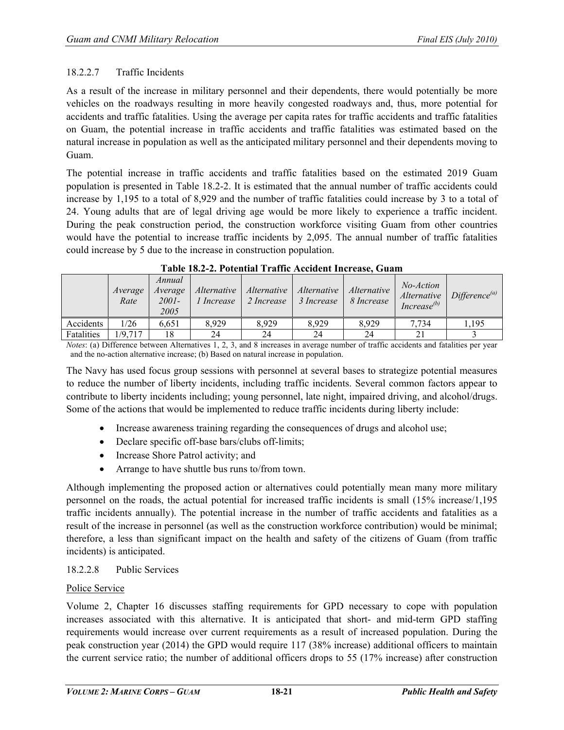#### 18.2.2.7 Traffic Incidents

As a result of the increase in military personnel and their dependents, there would potentially be more vehicles on the roadways resulting in more heavily congested roadways and, thus, more potential for accidents and traffic fatalities. Using the average per capita rates for traffic accidents and traffic fatalities on Guam, the potential increase in traffic accidents and traffic fatalities was estimated based on the natural increase in population as well as the anticipated military personnel and their dependents moving to Guam.

The potential increase in traffic accidents and traffic fatalities based on the estimated 2019 Guam population is presented in Table 18.2-2. It is estimated that the annual number of traffic accidents could increase by 1,195 to a total of 8,929 and the number of traffic fatalities could increase by 3 to a total of 24. Young adults that are of legal driving age would be more likely to experience a traffic incident. During the peak construction period, the construction workforce visiting Guam from other countries would have the potential to increase traffic incidents by 2,095. The annual number of traffic fatalities could increase by 5 due to the increase in construction population.

**Table 18.2-2. Potential Traffic Accident Increase, Guam**

| | *Average Rate* | *Annual Average 2001-2005* | *Alternative 1 Increase* | *Alternative 2 Increase* | *Alternative 3 Increase* | *Alternative 8 Increase* | *No-Action Alternative Increase[(b)]* | *Difference[(a)]* |
|---|---|---|---|---|---|---|---|---|
| Accidents | 1/26 | 6,651 | 8,929 | 8,929 | 8,929 | 8,929 | 7,734 | 1,195 |
| Fatalities | 1/9,717 | 18 | 24 | 24 | 24 | 24 | 21 | 3 |

*Notes*: (a) Difference between Alternatives 1, 2, 3, and 8 increases in average number of traffic accidents and fatalities per year and the no-action alternative increase; (b) Based on natural increase in population.

The Navy has used focus group sessions with personnel at several bases to strategize potential measures to reduce the number of liberty incidents, including traffic incidents. Several common factors appear to contribute to liberty incidents including; young personnel, late night, impaired driving, and alcohol/drugs. Some of the actions that would be implemented to reduce traffic incidents during liberty include:

- Increase awareness training regarding the consequences of drugs and alcohol use;
- Declare specific off-base bars/clubs off-limits;
- Increase Shore Patrol activity; and
- Arrange to have shuttle bus runs to/from town.

Although implementing the proposed action or alternatives could potentially mean many more military personnel on the roads, the actual potential for increased traffic incidents is small (15% increase/1,195 traffic incidents annually). The potential increase in the number of traffic accidents and fatalities as a result of the increase in personnel (as well as the construction workforce contribution) would be minimal; therefore, a less than significant impact on the health and safety of the citizens of Guam (from traffic incidents) is anticipated.

#### 18.2.2.8 Public Services

Police Service

Volume 2, Chapter 16 discusses staffing requirements for GPD necessary to cope with population increases associated with this alternative. It is anticipated that short- and mid-term GPD staffing requirements would increase over current requirements as a result of increased population. During the peak construction year (2014) the GPD would require 117 (38% increase) additional officers to maintain the current service ratio; the number of additional officers drops to 55 (17% increase) after construction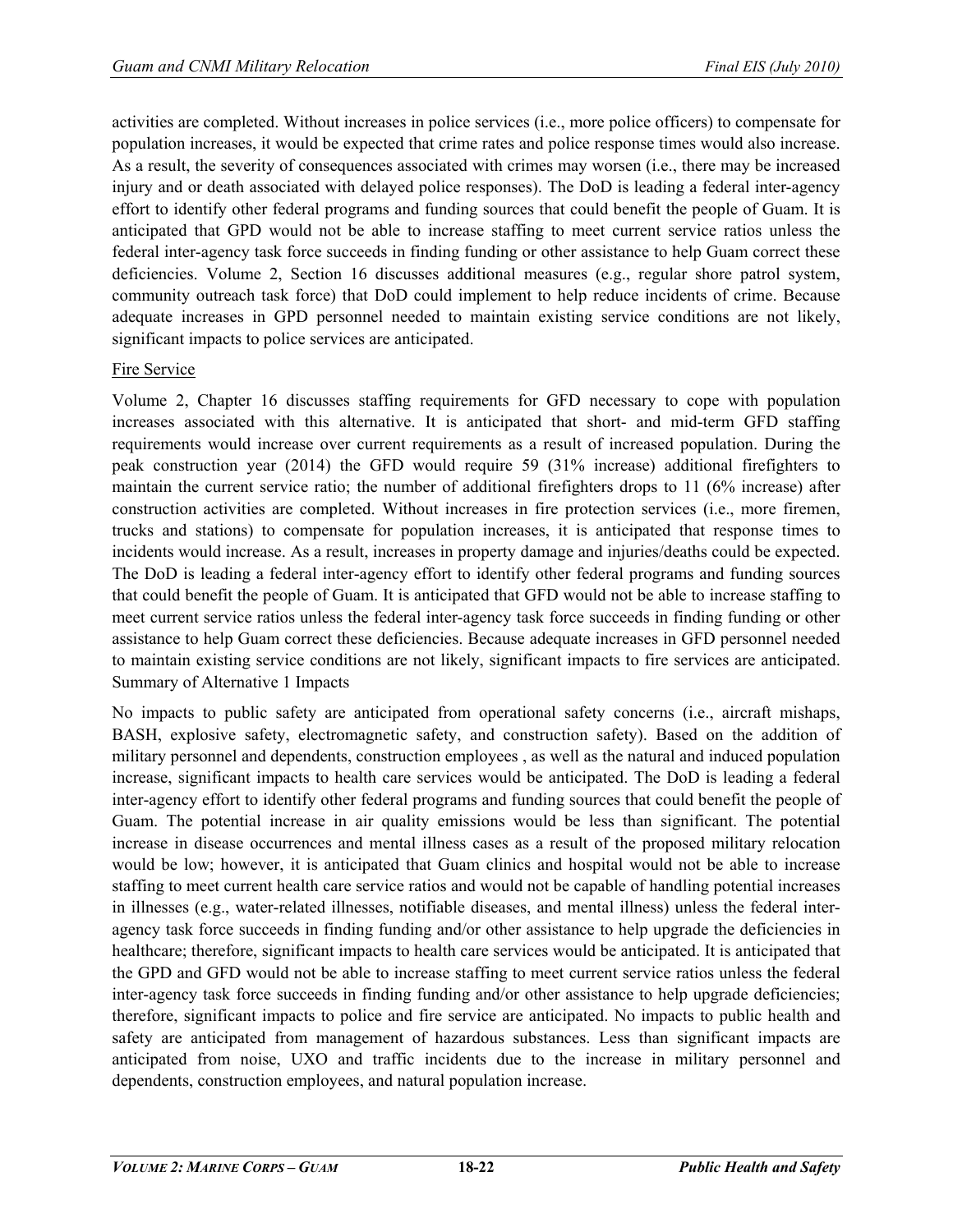activities are completed. Without increases in police services (i.e., more police officers) to compensate for population increases, it would be expected that crime rates and police response times would also increase. As a result, the severity of consequences associated with crimes may worsen (i.e., there may be increased injury and or death associated with delayed police responses). The DoD is leading a federal inter-agency effort to identify other federal programs and funding sources that could benefit the people of Guam. It is anticipated that GPD would not be able to increase staffing to meet current service ratios unless the federal inter-agency task force succeeds in finding funding or other assistance to help Guam correct these deficiencies. Volume 2, Section 16 discusses additional measures (e.g., regular shore patrol system, community outreach task force) that DoD could implement to help reduce incidents of crime. Because adequate increases in GPD personnel needed to maintain existing service conditions are not likely, significant impacts to police services are anticipated.

Fire Service

Volume 2, Chapter 16 discusses staffing requirements for GFD necessary to cope with population increases associated with this alternative. It is anticipated that short- and mid-term GFD staffing requirements would increase over current requirements as a result of increased population. During the peak construction year (2014) the GFD would require 59 (31% increase) additional firefighters to maintain the current service ratio; the number of additional firefighters drops to 11 (6% increase) after construction activities are completed. Without increases in fire protection services (i.e., more firemen, trucks and stations) to compensate for population increases, it is anticipated that response times to incidents would increase. As a result, increases in property damage and injuries/deaths could be expected. The DoD is leading a federal inter-agency effort to identify other federal programs and funding sources that could benefit the people of Guam. It is anticipated that GFD would not be able to increase staffing to meet current service ratios unless the federal inter-agency task force succeeds in finding funding or other assistance to help Guam correct these deficiencies. Because adequate increases in GFD personnel needed to maintain existing service conditions are not likely, significant impacts to fire services are anticipated.

Summary of Alternative 1 Impacts

No impacts to public safety are anticipated from operational safety concerns (i.e., aircraft mishaps, BASH, explosive safety, electromagnetic safety, and construction safety). Based on the addition of military personnel and dependents, construction employees , as well as the natural and induced population increase, significant impacts to health care services would be anticipated. The DoD is leading a federal inter-agency effort to identify other federal programs and funding sources that could benefit the people of Guam. The potential increase in air quality emissions would be less than significant. The potential increase in disease occurrences and mental illness cases as a result of the proposed military relocation would be low; however, it is anticipated that Guam clinics and hospital would not be able to increase staffing to meet current health care service ratios and would not be capable of handling potential increases in illnesses (e.g., water-related illnesses, notifiable diseases, and mental illness) unless the federal inter-agency task force succeeds in finding funding and/or other assistance to help upgrade the deficiencies in healthcare; therefore, significant impacts to health care services would be anticipated. It is anticipated that the GPD and GFD would not be able to increase staffing to meet current service ratios unless the federal inter-agency task force succeeds in finding funding and/or other assistance to help upgrade deficiencies; therefore, significant impacts to police and fire service are anticipated. No impacts to public health and safety are anticipated from management of hazardous substances. Less than significant impacts are anticipated from noise, UXO and traffic incidents due to the increase in military personnel and dependents, construction employees, and natural population increase.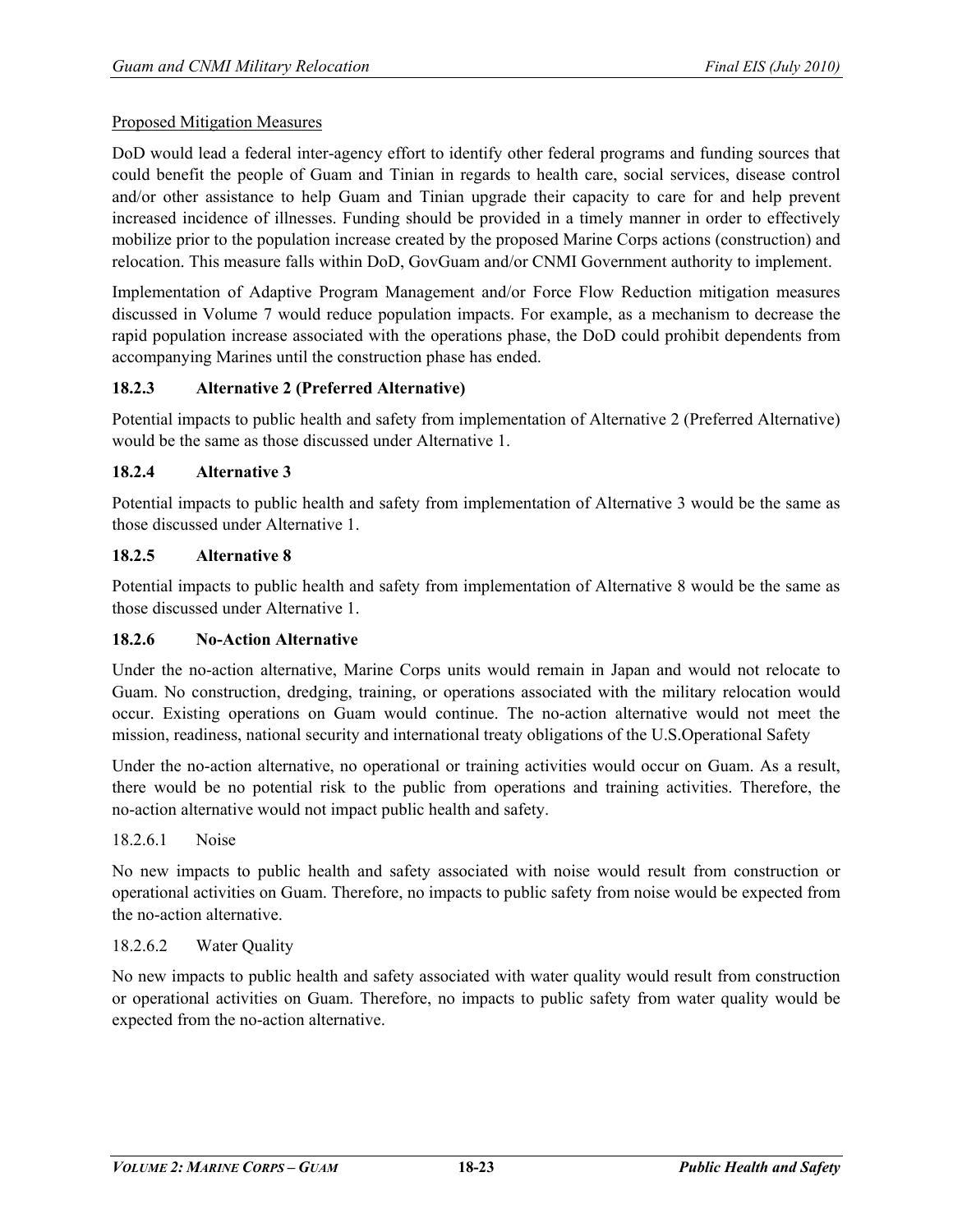Proposed Mitigation Measures

DoD would lead a federal inter-agency effort to identify other federal programs and funding sources that could benefit the people of Guam and Tinian in regards to health care, social services, disease control and/or other assistance to help Guam and Tinian upgrade their capacity to care for and help prevent increased incidence of illnesses. Funding should be provided in a timely manner in order to effectively mobilize prior to the population increase created by the proposed Marine Corps actions (construction) and relocation. This measure falls within DoD, GovGuam and/or CNMI Government authority to implement.

Implementation of Adaptive Program Management and/or Force Flow Reduction mitigation measures discussed in Volume 7 would reduce population impacts. For example, as a mechanism to decrease the rapid population increase associated with the operations phase, the DoD could prohibit dependents from accompanying Marines until the construction phase has ended.

### 18.2.3 Alternative 2 (Preferred Alternative)

Potential impacts to public health and safety from implementation of Alternative 2 (Preferred Alternative) would be the same as those discussed under Alternative 1.

### 18.2.4 Alternative 3

Potential impacts to public health and safety from implementation of Alternative 3 would be the same as those discussed under Alternative 1.

### 18.2.5 Alternative 8

Potential impacts to public health and safety from implementation of Alternative 8 would be the same as those discussed under Alternative 1.

### 18.2.6 No-Action Alternative

Under the no-action alternative, Marine Corps units would remain in Japan and would not relocate to Guam. No construction, dredging, training, or operations associated with the military relocation would occur. Existing operations on Guam would continue. The no-action alternative would not meet the mission, readiness, national security and international treaty obligations of the U.S.Operational Safety

Under the no-action alternative, no operational or training activities would occur on Guam. As a result, there would be no potential risk to the public from operations and training activities. Therefore, the no-action alternative would not impact public health and safety.

#### 18.2.6.1 Noise

No new impacts to public health and safety associated with noise would result from construction or operational activities on Guam. Therefore, no impacts to public safety from noise would be expected from the no-action alternative.

#### 18.2.6.2 Water Quality

No new impacts to public health and safety associated with water quality would result from construction or operational activities on Guam. Therefore, no impacts to public safety from water quality would be expected from the no-action alternative.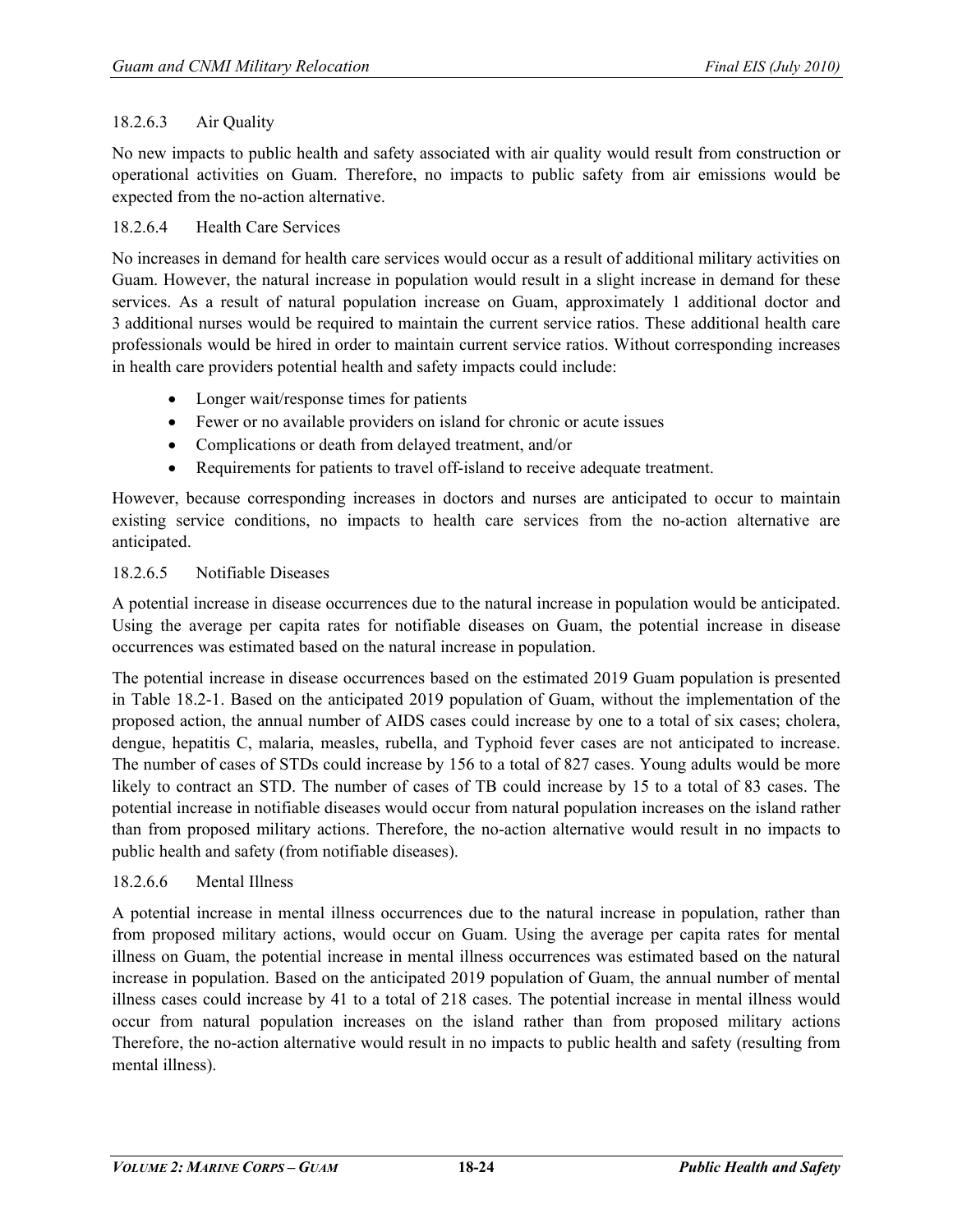#### 18.2.6.3 Air Quality

No new impacts to public health and safety associated with air quality would result from construction or operational activities on Guam. Therefore, no impacts to public safety from air emissions would be expected from the no-action alternative.

#### 18.2.6.4 Health Care Services

No increases in demand for health care services would occur as a result of additional military activities on Guam. However, the natural increase in population would result in a slight increase in demand for these services. As a result of natural population increase on Guam, approximately 1 additional doctor and 3 additional nurses would be required to maintain the current service ratios. These additional health care professionals would be hired in order to maintain current service ratios. Without corresponding increases in health care providers potential health and safety impacts could include:

- Longer wait/response times for patients
- Fewer or no available providers on island for chronic or acute issues
- Complications or death from delayed treatment, and/or
- Requirements for patients to travel off-island to receive adequate treatment.

However, because corresponding increases in doctors and nurses are anticipated to occur to maintain existing service conditions, no impacts to health care services from the no-action alternative are anticipated.

#### 18.2.6.5 Notifiable Diseases

A potential increase in disease occurrences due to the natural increase in population would be anticipated. Using the average per capita rates for notifiable diseases on Guam, the potential increase in disease occurrences was estimated based on the natural increase in population.

The potential increase in disease occurrences based on the estimated 2019 Guam population is presented in Table 18.2-1. Based on the anticipated 2019 population of Guam, without the implementation of the proposed action, the annual number of AIDS cases could increase by one to a total of six cases; cholera, dengue, hepatitis C, malaria, measles, rubella, and Typhoid fever cases are not anticipated to increase. The number of cases of STDs could increase by 156 to a total of 827 cases. Young adults would be more likely to contract an STD. The number of cases of TB could increase by 15 to a total of 83 cases. The potential increase in notifiable diseases would occur from natural population increases on the island rather than from proposed military actions. Therefore, the no-action alternative would result in no impacts to public health and safety (from notifiable diseases).

#### 18.2.6.6 Mental Illness

A potential increase in mental illness occurrences due to the natural increase in population, rather than from proposed military actions, would occur on Guam. Using the average per capita rates for mental illness on Guam, the potential increase in mental illness occurrences was estimated based on the natural increase in population. Based on the anticipated 2019 population of Guam, the annual number of mental illness cases could increase by 41 to a total of 218 cases. The potential increase in mental illness would occur from natural population increases on the island rather than from proposed military actions Therefore, the no-action alternative would result in no impacts to public health and safety (resulting from mental illness).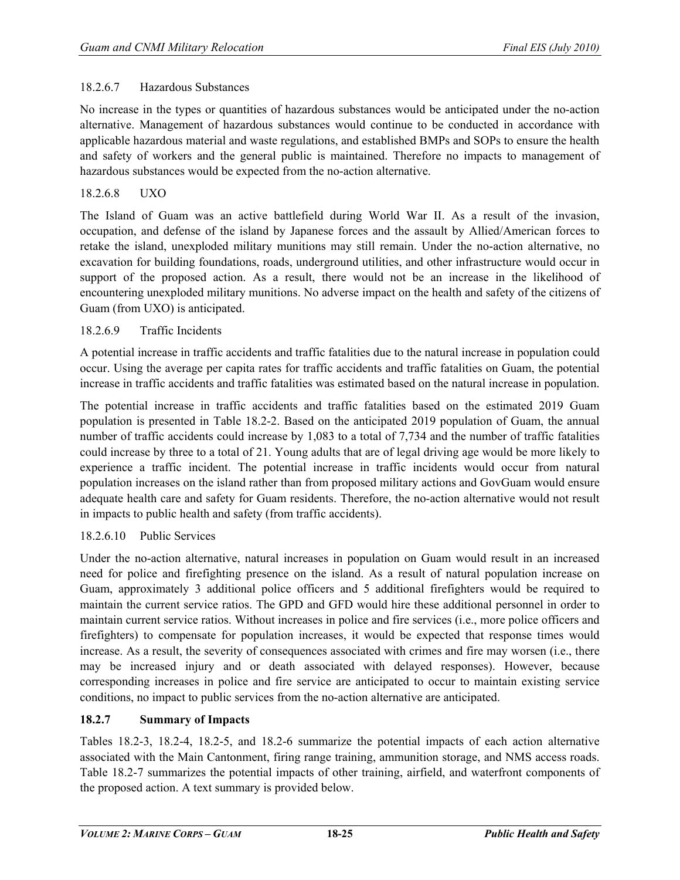#### 18.2.6.7 Hazardous Substances

No increase in the types or quantities of hazardous substances would be anticipated under the no-action alternative. Management of hazardous substances would continue to be conducted in accordance with applicable hazardous material and waste regulations, and established BMPs and SOPs to ensure the health and safety of workers and the general public is maintained. Therefore no impacts to management of hazardous substances would be expected from the no-action alternative.

#### 18.2.6.8 UXO

The Island of Guam was an active battlefield during World War II. As a result of the invasion, occupation, and defense of the island by Japanese forces and the assault by Allied/American forces to retake the island, unexploded military munitions may still remain. Under the no-action alternative, no excavation for building foundations, roads, underground utilities, and other infrastructure would occur in support of the proposed action. As a result, there would not be an increase in the likelihood of encountering unexploded military munitions. No adverse impact on the health and safety of the citizens of Guam (from UXO) is anticipated.

#### 18.2.6.9 Traffic Incidents

A potential increase in traffic accidents and traffic fatalities due to the natural increase in population could occur. Using the average per capita rates for traffic accidents and traffic fatalities on Guam, the potential increase in traffic accidents and traffic fatalities was estimated based on the natural increase in population.

The potential increase in traffic accidents and traffic fatalities based on the estimated 2019 Guam population is presented in Table 18.2-2. Based on the anticipated 2019 population of Guam, the annual number of traffic accidents could increase by 1,083 to a total of 7,734 and the number of traffic fatalities could increase by three to a total of 21. Young adults that are of legal driving age would be more likely to experience a traffic incident. The potential increase in traffic incidents would occur from natural population increases on the island rather than from proposed military actions and GovGuam would ensure adequate health care and safety for Guam residents. Therefore, the no-action alternative would not result in impacts to public health and safety (from traffic accidents).

#### 18.2.6.10 Public Services

Under the no-action alternative, natural increases in population on Guam would result in an increased need for police and firefighting presence on the island. As a result of natural population increase on Guam, approximately 3 additional police officers and 5 additional firefighters would be required to maintain the current service ratios. The GPD and GFD would hire these additional personnel in order to maintain current service ratios. Without increases in police and fire services (i.e., more police officers and firefighters) to compensate for population increases, it would be expected that response times would increase. As a result, the severity of consequences associated with crimes and fire may worsen (i.e., there may be increased injury and or death associated with delayed responses). However, because corresponding increases in police and fire service are anticipated to occur to maintain existing service conditions, no impact to public services from the no-action alternative are anticipated.

### 18.2.7 Summary of Impacts

Tables 18.2-3, 18.2-4, 18.2-5, and 18.2-6 summarize the potential impacts of each action alternative associated with the Main Cantonment, firing range training, ammunition storage, and NMS access roads. Table 18.2-7 summarizes the potential impacts of other training, airfield, and waterfront components of the proposed action. A text summary is provided below.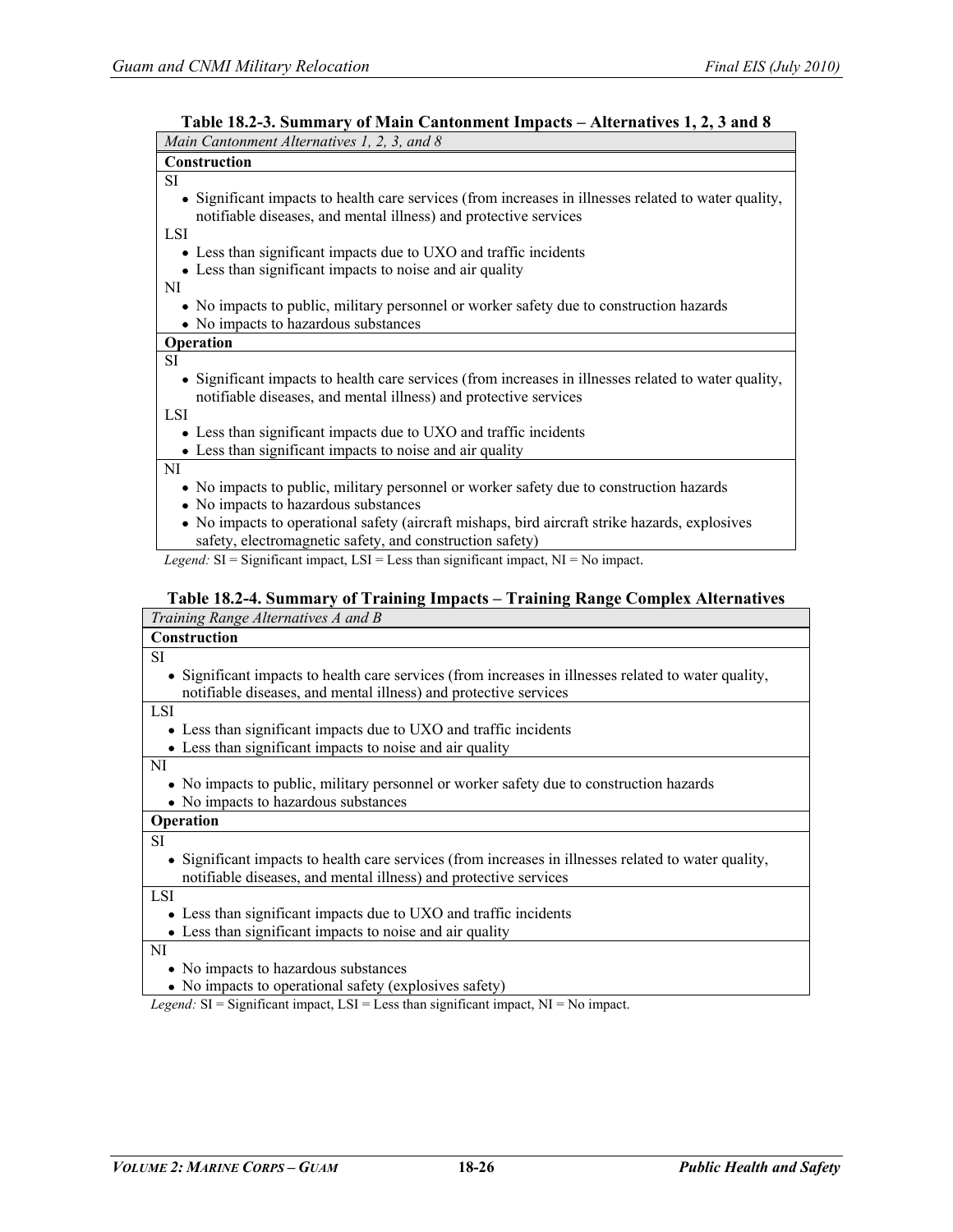**Table 18.2-3. Summary of Main Cantonment Impacts – Alternatives 1, 2, 3 and 8**

| *Main Cantonment Alternatives 1, 2, 3, and 8* |
|---|
| **Construction** |
| SI<br>• Significant impacts to health care services (from increases in illnesses related to water quality, notifiable diseases, and mental illness) and protective services<br>LSI<br>• Less than significant impacts due to UXO and traffic incidents<br>• Less than significant impacts to noise and air quality<br>NI<br>• No impacts to public, military personnel or worker safety due to construction hazards<br>• No impacts to hazardous substances |
| **Operation** |
| SI<br>• Significant impacts to health care services (from increases in illnesses related to water quality, notifiable diseases, and mental illness) and protective services<br>LSI<br>• Less than significant impacts due to UXO and traffic incidents<br>• Less than significant impacts to noise and air quality |
| NI<br>• No impacts to public, military personnel or worker safety due to construction hazards<br>• No impacts to hazardous substances<br>• No impacts to operational safety (aircraft mishaps, bird aircraft strike hazards, explosives safety, electromagnetic safety, and construction safety) |

*Legend:* SI = Significant impact, LSI = Less than significant impact, NI = No impact.

**Table 18.2-4. Summary of Training Impacts – Training Range Complex Alternatives**

| *Training Range Alternatives A and B* |
|---|
| **Construction** |
| SI<br>• Significant impacts to health care services (from increases in illnesses related to water quality, notifiable diseases, and mental illness) and protective services |
| LSI<br>• Less than significant impacts due to UXO and traffic incidents<br>• Less than significant impacts to noise and air quality |
| NI<br>• No impacts to public, military personnel or worker safety due to construction hazards<br>• No impacts to hazardous substances |
| **Operation** |
| SI<br>• Significant impacts to health care services (from increases in illnesses related to water quality, notifiable diseases, and mental illness) and protective services |
| LSI<br>• Less than significant impacts due to UXO and traffic incidents<br>• Less than significant impacts to noise and air quality |
| NI<br>• No impacts to hazardous substances<br>• No impacts to operational safety (explosives safety) |

*Legend:* SI = Significant impact, LSI = Less than significant impact, NI = No impact.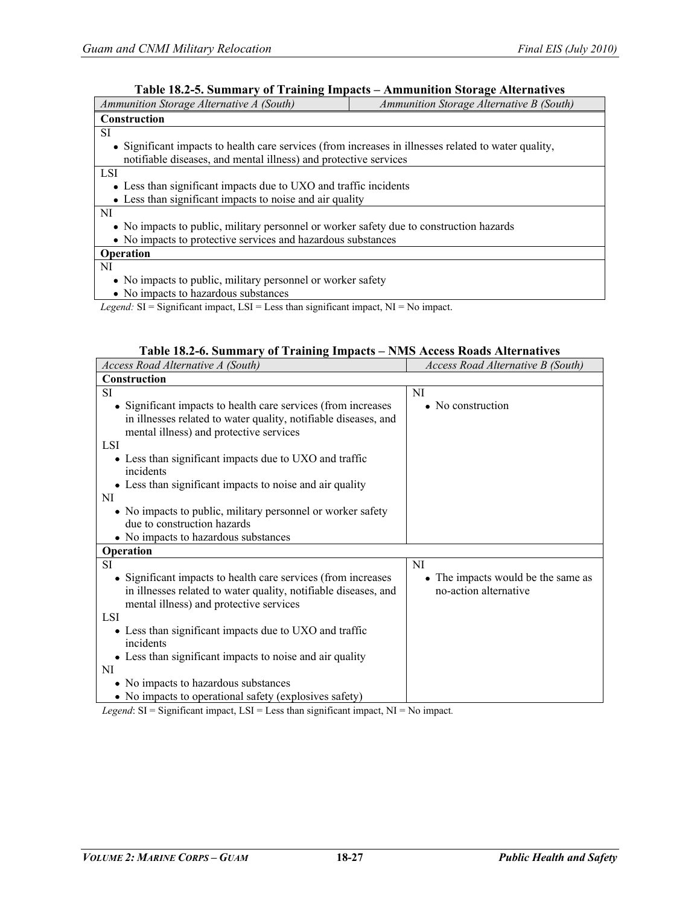**Table 18.2-5. Summary of Training Impacts – Ammunition Storage Alternatives**

| *Ammunition Storage Alternative A (South)* | *Ammunition Storage Alternative B (South)* |
|---|---|
| **Construction** | |
| SI<br>• Significant impacts to health care services (from increases in illnesses related to water quality, notifiable diseases, and mental illness) and protective services | |
| LSI<br>• Less than significant impacts due to UXO and traffic incidents<br>• Less than significant impacts to noise and air quality | |
| NI<br>• No impacts to public, military personnel or worker safety due to construction hazards<br>• No impacts to protective services and hazardous substances | |
| **Operation** | |
| NI<br>• No impacts to public, military personnel or worker safety<br>• No impacts to hazardous substances | |

*Legend:* SI = Significant impact, LSI = Less than significant impact, NI = No impact.

**Table 18.2-6. Summary of Training Impacts – NMS Access Roads Alternatives**

| *Access Road Alternative A (South)* | *Access Road Alternative B (South)* |
|---|---|
| **Construction** | |
| SI<br>• Significant impacts to health care services (from increases in illnesses related to water quality, notifiable diseases, and mental illness) and protective services<br>LSI<br>• Less than significant impacts due to UXO and traffic incidents<br>• Less than significant impacts to noise and air quality<br>NI<br>• No impacts to public, military personnel or worker safety due to construction hazards<br>• No impacts to hazardous substances | NI<br>• No construction |
| **Operation** | |
| SI<br>• Significant impacts to health care services (from increases in illnesses related to water quality, notifiable diseases, and mental illness) and protective services<br>LSI<br>• Less than significant impacts due to UXO and traffic incidents<br>• Less than significant impacts to noise and air quality<br>NI<br>• No impacts to hazardous substances<br>• No impacts to operational safety (explosives safety) | NI<br>• The impacts would be the same as no-action alternative |

*Legend*: SI = Significant impact, LSI = Less than significant impact, NI = No impact.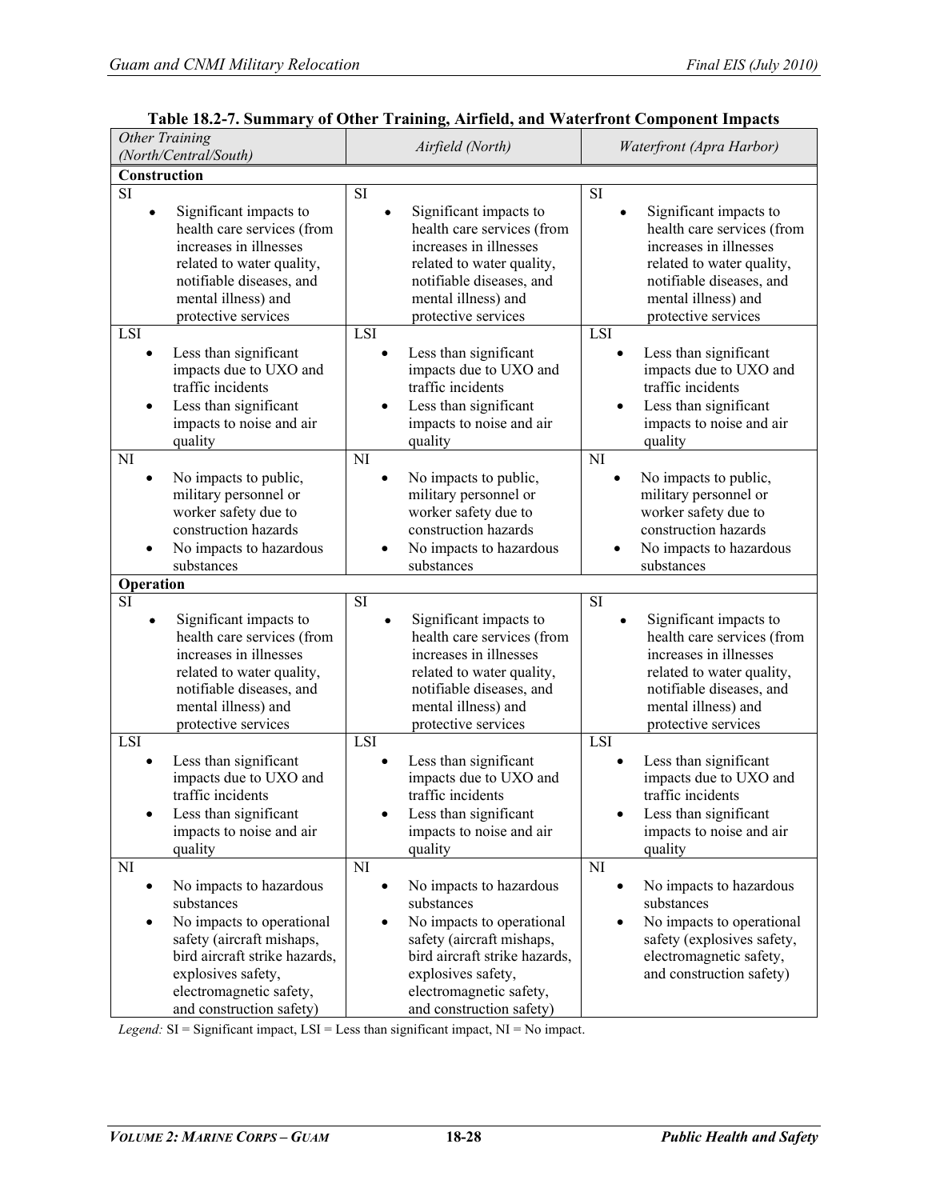**Table 18.2-7. Summary of Other Training, Airfield, and Waterfront Component Impacts**

| *Other Training (North/Central/South)* | *Airfield (North)* | *Waterfront (Apra Harbor)* |
|---|---|---|
| **Construction** | | |
| SI<br>• Significant impacts to health care services (from increases in illnesses related to water quality, notifiable diseases, and mental illness) and protective services | SI<br>• Significant impacts to health care services (from increases in illnesses related to water quality, notifiable diseases, and mental illness) and protective services | SI<br>• Significant impacts to health care services (from increases in illnesses related to water quality, notifiable diseases, and mental illness) and protective services |
| LSI<br>• Less than significant impacts due to UXO and traffic incidents<br>• Less than significant impacts to noise and air quality | LSI<br>• Less than significant impacts due to UXO and traffic incidents<br>• Less than significant impacts to noise and air quality | LSI<br>• Less than significant impacts due to UXO and traffic incidents<br>• Less than significant impacts to noise and air quality |
| NI<br>• No impacts to public, military personnel or worker safety due to construction hazards<br>• No impacts to hazardous substances | NI<br>• No impacts to public, military personnel or worker safety due to construction hazards<br>• No impacts to hazardous substances | NI<br>• No impacts to public, military personnel or worker safety due to construction hazards<br>• No impacts to hazardous substances |
| **Operation** | | |
| SI<br>• Significant impacts to health care services (from increases in illnesses related to water quality, notifiable diseases, and mental illness) and protective services | SI<br>• Significant impacts to health care services (from increases in illnesses related to water quality, notifiable diseases, and mental illness) and protective services | SI<br>• Significant impacts to health care services (from increases in illnesses related to water quality, notifiable diseases, and mental illness) and protective services |
| LSI<br>• Less than significant impacts due to UXO and traffic incidents<br>• Less than significant impacts to noise and air quality | LSI<br>• Less than significant impacts due to UXO and traffic incidents<br>• Less than significant impacts to noise and air quality | LSI<br>• Less than significant impacts due to UXO and traffic incidents<br>• Less than significant impacts to noise and air quality |
| NI<br>• No impacts to hazardous substances<br>• No impacts to operational safety (aircraft mishaps, bird aircraft strike hazards, explosives safety, electromagnetic safety, and construction safety) | NI<br>• No impacts to hazardous substances<br>• No impacts to operational safety (aircraft mishaps, bird aircraft strike hazards, explosives safety, electromagnetic safety, and construction safety) | NI<br>• No impacts to hazardous substances<br>• No impacts to operational safety (explosives safety, electromagnetic safety, and construction safety) |

*Legend:* SI = Significant impact, LSI = Less than significant impact, NI = No impact.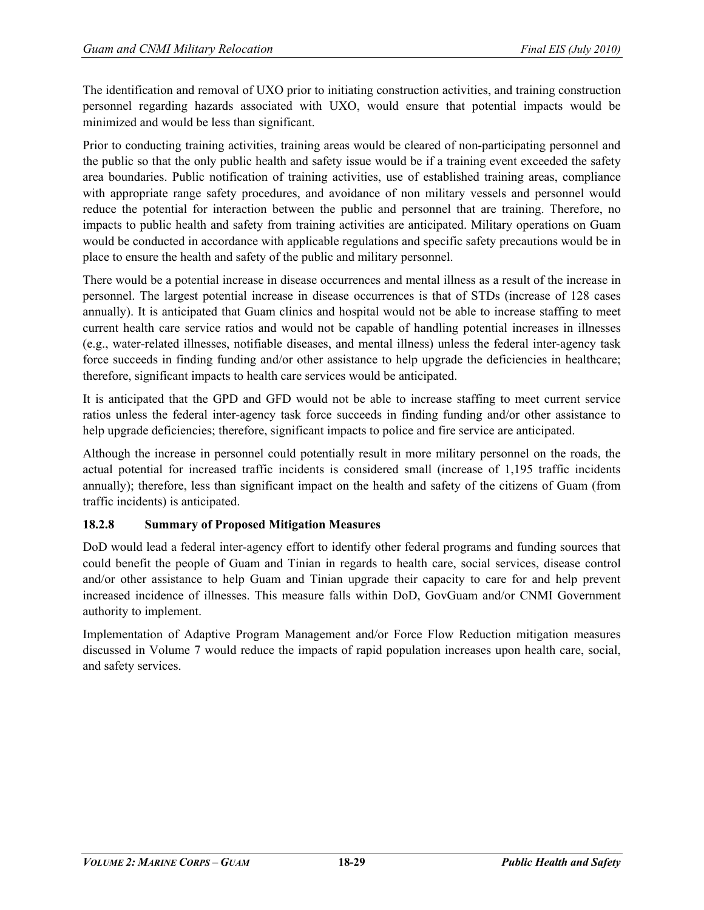The identification and removal of UXO prior to initiating construction activities, and training construction personnel regarding hazards associated with UXO, would ensure that potential impacts would be minimized and would be less than significant.

Prior to conducting training activities, training areas would be cleared of non-participating personnel and the public so that the only public health and safety issue would be if a training event exceeded the safety area boundaries. Public notification of training activities, use of established training areas, compliance with appropriate range safety procedures, and avoidance of non military vessels and personnel would reduce the potential for interaction between the public and personnel that are training. Therefore, no impacts to public health and safety from training activities are anticipated. Military operations on Guam would be conducted in accordance with applicable regulations and specific safety precautions would be in place to ensure the health and safety of the public and military personnel.

There would be a potential increase in disease occurrences and mental illness as a result of the increase in personnel. The largest potential increase in disease occurrences is that of STDs (increase of 128 cases annually). It is anticipated that Guam clinics and hospital would not be able to increase staffing to meet current health care service ratios and would not be capable of handling potential increases in illnesses (e.g., water-related illnesses, notifiable diseases, and mental illness) unless the federal inter-agency task force succeeds in finding funding and/or other assistance to help upgrade the deficiencies in healthcare; therefore, significant impacts to health care services would be anticipated.

It is anticipated that the GPD and GFD would not be able to increase staffing to meet current service ratios unless the federal inter-agency task force succeeds in finding funding and/or other assistance to help upgrade deficiencies; therefore, significant impacts to police and fire service are anticipated.

Although the increase in personnel could potentially result in more military personnel on the roads, the actual potential for increased traffic incidents is considered small (increase of 1,195 traffic incidents annually); therefore, less than significant impact on the health and safety of the citizens of Guam (from traffic incidents) is anticipated.

### 18.2.8 Summary of Proposed Mitigation Measures

DoD would lead a federal inter-agency effort to identify other federal programs and funding sources that could benefit the people of Guam and Tinian in regards to health care, social services, disease control and/or other assistance to help Guam and Tinian upgrade their capacity to care for and help prevent increased incidence of illnesses. This measure falls within DoD, GovGuam and/or CNMI Government authority to implement.

Implementation of Adaptive Program Management and/or Force Flow Reduction mitigation measures discussed in Volume 7 would reduce the impacts of rapid population increases upon health care, social, and safety services.